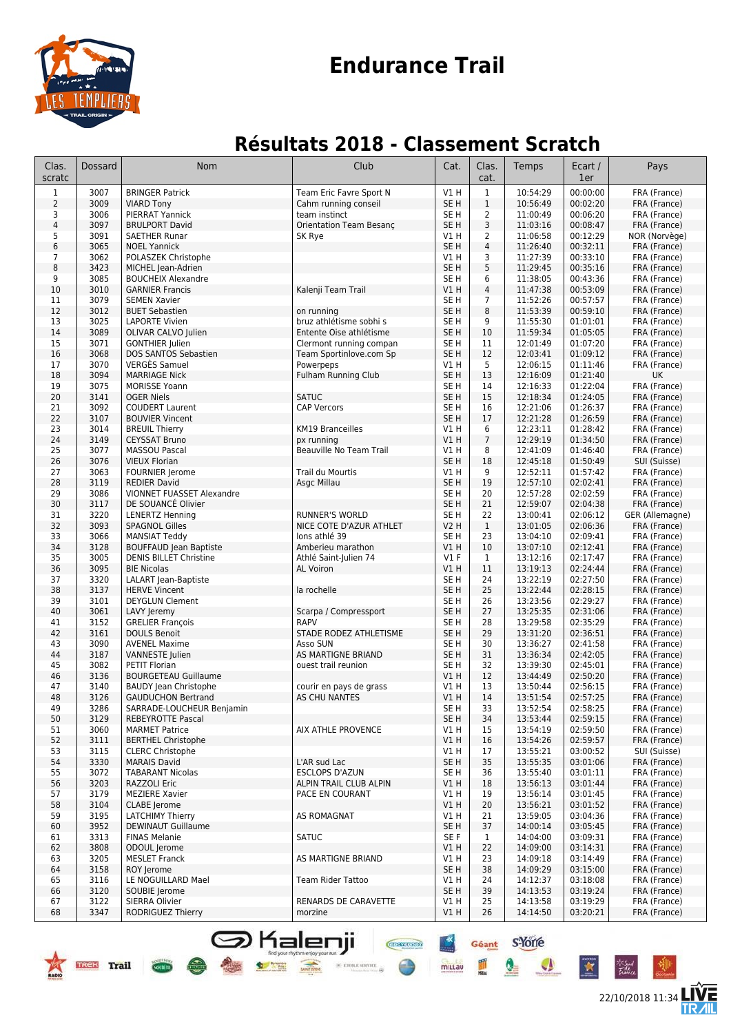# Endurance Trail

## Résultats 2018 - Classement Scratch

| Clas. scratc | Dossard | Nom | Club | Cat. | Clas. cat. | Temps | Ecart / 1er | Pays |
|---|---|---|---|---|---|---|---|---|
| 1 | 3007 | BRINGER Patrick | Team Eric Favre Sport N | V1 H | 1 | 10:54:29 | 00:00:00 | FRA (France) |
| 2 | 3009 | VIARD Tony | Cahm running conseil | SE H | 1 | 10:56:49 | 00:02:20 | FRA (France) |
| 3 | 3006 | PIERRAT Yannick | team instinct | SE H | 2 | 11:00:49 | 00:06:20 | FRA (France) |
| 4 | 3097 | BRULPORT David | Orientation Team Besanç | SE H | 3 | 11:03:16 | 00:08:47 | FRA (France) |
| 5 | 3091 | SAETHER Runar | SK Rye | V1 H | 2 | 11:06:58 | 00:12:29 | NOR (Norvège) |
| 6 | 3065 | NOEL Yannick | | SE H | 4 | 11:26:40 | 00:32:11 | FRA (France) |
| 7 | 3062 | POLASZEK Christophe | | V1 H | 3 | 11:27:39 | 00:33:10 | FRA (France) |
| 8 | 3423 | MICHEL Jean-Adrien | | SE H | 5 | 11:29:45 | 00:35:16 | FRA (France) |
| 9 | 3085 | BOUCHEIX Alexandre | | SE H | 6 | 11:38:05 | 00:43:36 | FRA (France) |
| 10 | 3010 | GARNIER Francis | Kalenji Team Trail | V1 H | 4 | 11:47:38 | 00:53:09 | FRA (France) |
| 11 | 3079 | SEMEN Xavier | | SE H | 7 | 11:52:26 | 00:57:57 | FRA (France) |
| 12 | 3012 | BUET Sebastien | on running | SE H | 8 | 11:53:39 | 00:59:10 | FRA (France) |
| 13 | 3025 | LAPORTE Vivien | bruz athlétisme sobhi s | SE H | 9 | 11:55:30 | 01:01:01 | FRA (France) |
| 14 | 3089 | OLIVAR CALVO Julien | Entente Oise athlétisme | SE H | 10 | 11:59:34 | 01:05:05 | FRA (France) |
| 15 | 3071 | GONTHIER Julien | Clermont running compan | SE H | 11 | 12:01:49 | 01:07:20 | FRA (France) |
| 16 | 3068 | DOS SANTOS Sebastien | Team Sportinlove.com Sp | SE H | 12 | 12:03:41 | 01:09:12 | FRA (France) |
| 17 | 3070 | VERGÈS Samuel | Powerpeps | V1 H | 5 | 12:06:15 | 01:11:46 | FRA (France) |
| 18 | 3094 | MARRIAGE Nick | Fulham Running Club | SE H | 13 | 12:16:09 | 01:21:40 | UK |
| 19 | 3075 | MORISSE Yoann | | SE H | 14 | 12:16:33 | 01:22:04 | FRA (France) |
| 20 | 3141 | OGER Niels | SATUC | SE H | 15 | 12:18:34 | 01:24:05 | FRA (France) |
| 21 | 3092 | COUDERT Laurent | CAP Vercors | SE H | 16 | 12:21:06 | 01:26:37 | FRA (France) |
| 22 | 3107 | BOUVIER Vincent | | SE H | 17 | 12:21:28 | 01:26:59 | FRA (France) |
| 23 | 3014 | BREUIL Thierry | KM19 Branceilles | V1 H | 6 | 12:23:11 | 01:28:42 | FRA (France) |
| 24 | 3149 | CEYSSAT Bruno | px running | V1 H | 7 | 12:29:19 | 01:34:50 | FRA (France) |
| 25 | 3077 | MASSOU Pascal | Beauville No Team Trail | V1 H | 8 | 12:41:09 | 01:46:40 | FRA (France) |
| 26 | 3076 | VIEUX Florian | | SE H | 18 | 12:45:18 | 01:50:49 | SUI (Suisse) |
| 27 | 3063 | FOURNIER Jerome | Trail du Mourtis | V1 H | 9 | 12:52:11 | 01:57:42 | FRA (France) |
| 28 | 3119 | REDIER David | Asgc Millau | SE H | 19 | 12:57:10 | 02:02:41 | FRA (France) |
| 29 | 3086 | VIONNET FUASSET Alexandre | | SE H | 20 | 12:57:28 | 02:02:59 | FRA (France) |
| 30 | 3117 | DE SOUANCÉ Olivier | | SE H | 21 | 12:59:07 | 02:04:38 | FRA (France) |
| 31 | 3220 | LENERTZ Henning | RUNNER'S WORLD | SE H | 22 | 13:00:41 | 02:06:12 | GER (Allemagne) |
| 32 | 3093 | SPAGNOL Gilles | NICE COTE D'AZUR ATHLET | V2 H | 1 | 13:01:05 | 02:06:36 | FRA (France) |
| 33 | 3066 | MANSIAT Teddy | lons athlé 39 | SE H | 23 | 13:04:10 | 02:09:41 | FRA (France) |
| 34 | 3128 | BOUFFAUD Jean Baptiste | Amberieu marathon | V1 H | 10 | 13:07:10 | 02:12:41 | FRA (France) |
| 35 | 3005 | DENIS BILLET Christine | Athlé Saint-Julien 74 | V1 F | 1 | 13:12:16 | 02:17:47 | FRA (France) |
| 36 | 3095 | BIE Nicolas | AL Voiron | V1 H | 11 | 13:19:13 | 02:24:44 | FRA (France) |
| 37 | 3320 | LALART Jean-Baptiste | | SE H | 24 | 13:22:19 | 02:27:50 | FRA (France) |
| 38 | 3137 | HERVE Vincent | la rochelle | SE H | 25 | 13:22:44 | 02:28:15 | FRA (France) |
| 39 | 3101 | DEYGLUN Clement | | SE H | 26 | 13:23:56 | 02:29:27 | FRA (France) |
| 40 | 3061 | LAVY Jeremy | Scarpa / Compressport | SE H | 27 | 13:25:35 | 02:31:06 | FRA (France) |
| 41 | 3152 | GRELIER François | RAPV | SE H | 28 | 13:29:58 | 02:35:29 | FRA (France) |
| 42 | 3161 | DOULS Benoit | STADE RODEZ ATHLETISME | SE H | 29 | 13:31:20 | 02:36:51 | FRA (France) |
| 43 | 3090 | AVENEL Maxime | Asso SUN | SE H | 30 | 13:36:27 | 02:41:58 | FRA (France) |
| 44 | 3187 | VANNESTE Julien | AS MARTIGNE BRIAND | SE H | 31 | 13:36:34 | 02:42:05 | FRA (France) |
| 45 | 3082 | PETIT Florian | ouest trail reunion | SE H | 32 | 13:39:30 | 02:45:01 | FRA (France) |
| 46 | 3136 | BOURGETEAU Guillaume | | V1 H | 12 | 13:44:49 | 02:50:20 | FRA (France) |
| 47 | 3140 | BAUDY Jean Christophe | courir en pays de grass | V1 H | 13 | 13:50:44 | 02:56:15 | FRA (France) |
| 48 | 3126 | GAUDUCHON Bertrand | AS CHU NANTES | V1 H | 14 | 13:51:54 | 02:57:25 | FRA (France) |
| 49 | 3286 | SARRADE-LOUCHEUR Benjamin | | SE H | 33 | 13:52:54 | 02:58:25 | FRA (France) |
| 50 | 3129 | REBEYROTTE Pascal | | SE H | 34 | 13:53:44 | 02:59:15 | FRA (France) |
| 51 | 3060 | MARMET Patrice | AIX ATHLE PROVENCE | V1 H | 15 | 13:54:19 | 02:59:50 | FRA (France) |
| 52 | 3111 | BERTHEL Christophe | | V1 H | 16 | 13:54:26 | 02:59:57 | FRA (France) |
| 53 | 3115 | CLERC Christophe | | V1 H | 17 | 13:55:21 | 03:00:52 | SUI (Suisse) |
| 54 | 3330 | MARAIS David | L'AR sud Lac | SE H | 35 | 13:55:35 | 03:01:06 | FRA (France) |
| 55 | 3072 | TABARANT Nicolas | ESCLOPS D'AZUR | SE H | 36 | 13:55:40 | 03:01:11 | FRA (France) |
| 56 | 3203 | RAZZOLI Eric | ALPIN TRAIL CLUB ALPIN | V1 H | 18 | 13:56:13 | 03:01:44 | FRA (France) |
| 57 | 3179 | MEZIERE Xavier | PACE EN COURANT | V1 H | 19 | 13:56:14 | 03:01:45 | FRA (France) |
| 58 | 3104 | CLABE Jerome | | V1 H | 20 | 13:56:21 | 03:01:52 | FRA (France) |
| 59 | 3195 | LATCHIMY Thierry | AS ROMAGNAT | V1 H | 21 | 13:59:05 | 03:04:36 | FRA (France) |
| 60 | 3952 | DEWINAUT Guillaume | | SE H | 37 | 14:00:14 | 03:05:45 | FRA (France) |
| 61 | 3313 | FINAS Melanie | SATUC | SE F | 1 | 14:04:00 | 03:09:31 | FRA (France) |
| 62 | 3808 | ODOUL Jerome | | V1 H | 22 | 14:09:00 | 03:14:31 | FRA (France) |
| 63 | 3205 | MESLET Franck | AS MARTIGNE BRIAND | V1 H | 23 | 14:09:18 | 03:14:49 | FRA (France) |
| 64 | 3158 | ROY Jerome | | SE H | 38 | 14:09:29 | 03:15:00 | FRA (France) |
| 65 | 3116 | LE NOGUILLARD Mael | Team Rider Tattoo | V1 H | 24 | 14:12:37 | 03:18:08 | FRA (France) |
| 66 | 3120 | SOUBIE Jerome | | SE H | 39 | 14:13:53 | 03:19:24 | FRA (France) |
| 67 | 3122 | SIERRA Olivier | RENARDS DE CARAVETTE | V1 H | 25 | 14:13:58 | 03:19:29 | FRA (France) |
| 68 | 3347 | RODRIGUEZ Thierry | morzine | V1 H | 26 | 14:14:50 | 03:20:21 | FRA (France) |

22/10/2018 11:34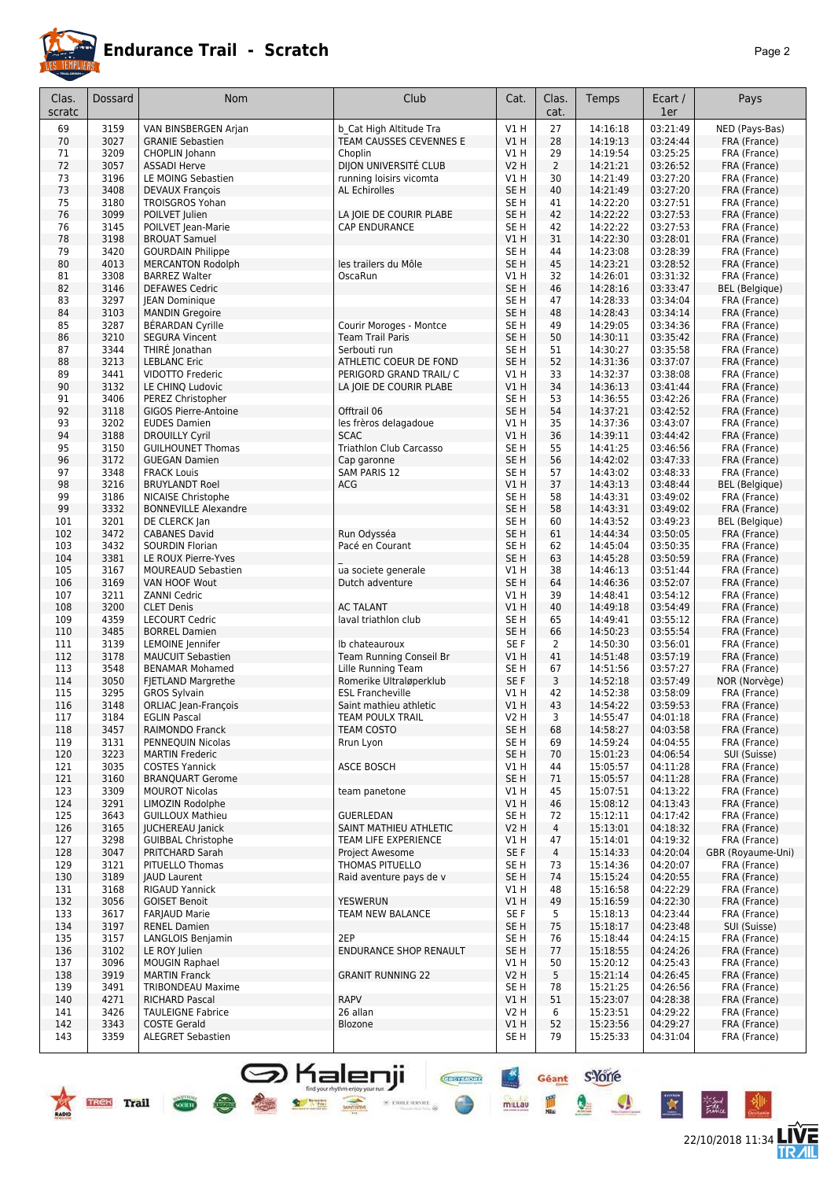# Endurance Trail - Scratch

| Clas. scratc | Dossard | Nom | Club | Cat. | Clas. cat. | Temps | Ecart / 1er | Pays |
|---|---|---|---|---|---|---|---|---|
| 69 | 3159 | VAN BINSBERGEN Arjan | b_Cat High Altitude Tra | V1 H | 27 | 14:16:18 | 03:21:49 | NED (Pays-Bas) |
| 70 | 3027 | GRANIE Sebastien | TEAM CAUSSES CEVENNES E | V1 H | 28 | 14:19:13 | 03:24:44 | FRA (France) |
| 71 | 3209 | CHOPLIN Johann | Choplin | V1 H | 29 | 14:19:54 | 03:25:25 | FRA (France) |
| 72 | 3057 | ASSADI Herve | DIJON UNIVERSITÉ CLUB | V2 H | 2 | 14:21:21 | 03:26:52 | FRA (France) |
| 73 | 3196 | LE MOING Sebastien | running loisirs vicomta | V1 H | 30 | 14:21:49 | 03:27:20 | FRA (France) |
| 73 | 3408 | DEVAUX François | AL Echirolles | SE H | 40 | 14:21:49 | 03:27:20 | FRA (France) |
| 75 | 3180 | TROISGROS Yohan | | SE H | 41 | 14:22:20 | 03:27:51 | FRA (France) |
| 76 | 3099 | POILVET Julien | LA JOIE DE COURIR PLABE | SE H | 42 | 14:22:22 | 03:27:53 | FRA (France) |
| 76 | 3145 | POILVET Jean-Marie | CAP ENDURANCE | SE H | 42 | 14:22:22 | 03:27:53 | FRA (France) |
| 78 | 3198 | BROUAT Samuel | | V1 H | 31 | 14:22:30 | 03:28:01 | FRA (France) |
| 79 | 3420 | GOURDAIN Philippe | | SE H | 44 | 14:23:08 | 03:28:39 | FRA (France) |
| 80 | 4013 | MERCANTON Rodolph | les trailers du Môle | SE H | 45 | 14:23:21 | 03:28:52 | FRA (France) |
| 81 | 3308 | BARREZ Walter | OscaRun | V1 H | 32 | 14:26:01 | 03:31:32 | FRA (France) |
| 82 | 3146 | DEFAWES Cedric | | SE H | 46 | 14:28:16 | 03:33:47 | BEL (Belgique) |
| 83 | 3297 | JEAN Dominique | | SE H | 47 | 14:28:33 | 03:34:04 | FRA (France) |
| 84 | 3103 | MANDIN Gregoire | | SE H | 48 | 14:28:43 | 03:34:14 | FRA (France) |
| 85 | 3287 | BÉRARDAN Cyrille | Courir Moroges - Montce | SE H | 49 | 14:29:05 | 03:34:36 | FRA (France) |
| 86 | 3210 | SEGURA Vincent | Team Trail Paris | SE H | 50 | 14:30:11 | 03:35:42 | FRA (France) |
| 87 | 3344 | THIRÉ Jonathan | Serbouti run | SE H | 51 | 14:30:27 | 03:35:58 | FRA (France) |
| 88 | 3213 | LEBLANC Eric | ATHLETIC COEUR DE FOND | SE H | 52 | 14:31:36 | 03:37:07 | FRA (France) |
| 89 | 3441 | VIDOTTO Frederic | PERIGORD GRAND TRAIL/ C | V1 H | 33 | 14:32:37 | 03:38:08 | FRA (France) |
| 90 | 3132 | LE CHINQ Ludovic | LA JOIE DE COURIR PLABE | V1 H | 34 | 14:36:13 | 03:41:44 | FRA (France) |
| 91 | 3406 | PEREZ Christopher | | SE H | 53 | 14:36:55 | 03:42:26 | FRA (France) |
| 92 | 3118 | GIGOS Pierre-Antoine | Offtrail 06 | SE H | 54 | 14:37:21 | 03:42:52 | FRA (France) |
| 93 | 3202 | EUDES Damien | les frèros delagadoue | V1 H | 35 | 14:37:36 | 03:43:07 | FRA (France) |
| 94 | 3188 | DROUILLY Cyril | SCAC | V1 H | 36 | 14:39:11 | 03:44:42 | FRA (France) |
| 95 | 3150 | GUILHOUNET Thomas | Triathlon Club Carcasso | SE H | 55 | 14:41:25 | 03:46:56 | FRA (France) |
| 96 | 3172 | GUEGAN Damien | Cap garonne | SE H | 56 | 14:42:02 | 03:47:33 | FRA (France) |
| 97 | 3348 | FRACK Louis | SAM PARIS 12 | SE H | 57 | 14:43:02 | 03:48:33 | FRA (France) |
| 98 | 3216 | BRUYLANDT Roel | ACG | V1 H | 37 | 14:43:13 | 03:48:44 | BEL (Belgique) |
| 99 | 3186 | NICAISE Christophe | | SE H | 58 | 14:43:31 | 03:49:02 | FRA (France) |
| 99 | 3332 | BONNEVILLE Alexandre | | SE H | 58 | 14:43:31 | 03:49:02 | FRA (France) |
| 101 | 3201 | DE CLERCK Jan | | SE H | 60 | 14:43:52 | 03:49:23 | BEL (Belgique) |
| 102 | 3472 | CABANES David | Run Odysséa | SE H | 61 | 14:44:34 | 03:50:05 | FRA (France) |
| 103 | 3432 | SOURDIN Florian | Pacé en Courant | SE H | 62 | 14:45:04 | 03:50:35 | FRA (France) |
| 104 | 3381 | LE ROUX Pierre-Yves | _ | SE H | 63 | 14:45:28 | 03:50:59 | FRA (France) |
| 105 | 3167 | MOUREAUD Sebastien | ua societe generale | V1 H | 38 | 14:46:13 | 03:51:44 | FRA (France) |
| 106 | 3169 | VAN HOOF Wout | Dutch adventure | SE H | 64 | 14:46:36 | 03:52:07 | FRA (France) |
| 107 | 3211 | ZANNI Cedric | | V1 H | 39 | 14:48:41 | 03:54:12 | FRA (France) |
| 108 | 3200 | CLET Denis | AC TALANT | V1 H | 40 | 14:49:18 | 03:54:49 | FRA (France) |
| 109 | 4359 | LECOURT Cedric | laval triathlon club | SE H | 65 | 14:49:41 | 03:55:12 | FRA (France) |
| 110 | 3485 | BORREL Damien | | SE H | 66 | 14:50:23 | 03:55:54 | FRA (France) |
| 111 | 3139 | LEMOINE Jennifer | lb chateauroux | SE F | 2 | 14:50:30 | 03:56:01 | FRA (France) |
| 112 | 3178 | MAUCUIT Sebastien | Team Running Conseil Br | V1 H | 41 | 14:51:48 | 03:57:19 | FRA (France) |
| 113 | 3548 | BENAMAR Mohamed | Lille Running Team | SE H | 67 | 14:51:56 | 03:57:27 | FRA (France) |
| 114 | 3050 | FJETLAND Margrethe | Romerike Ultraløperklub | SE F | 3 | 14:52:18 | 03:57:49 | NOR (Norvège) |
| 115 | 3295 | GROS Sylvain | ESL Francheville | V1 H | 42 | 14:52:38 | 03:58:09 | FRA (France) |
| 116 | 3148 | ORLIAC Jean-François | Saint mathieu athletic | V1 H | 43 | 14:54:22 | 03:59:53 | FRA (France) |
| 117 | 3184 | EGLIN Pascal | TEAM POULX TRAIL | V2 H | 3 | 14:55:47 | 04:01:18 | FRA (France) |
| 118 | 3457 | RAIMONDO Franck | TEAM COSTO | SE H | 68 | 14:58:27 | 04:03:58 | FRA (France) |
| 119 | 3131 | PENNEQUIN Nicolas | Rrun Lyon | SE H | 69 | 14:59:24 | 04:04:55 | FRA (France) |
| 120 | 3223 | MARTIN Frederic | | SE H | 70 | 15:01:23 | 04:06:54 | SUI (Suisse) |
| 121 | 3035 | COSTES Yannick | ASCE BOSCH | V1 H | 44 | 15:05:57 | 04:11:28 | FRA (France) |
| 121 | 3160 | BRANQUART Gerome | | SE H | 71 | 15:05:57 | 04:11:28 | FRA (France) |
| 123 | 3309 | MOUROT Nicolas | team panetone | V1 H | 45 | 15:07:51 | 04:13:22 | FRA (France) |
| 124 | 3291 | LIMOZIN Rodolphe | | V1 H | 46 | 15:08:12 | 04:13:43 | FRA (France) |
| 125 | 3643 | GUILLOUX Mathieu | GUERLEDAN | SE H | 72 | 15:12:11 | 04:17:42 | FRA (France) |
| 126 | 3165 | JUCHEREAU Janick | SAINT MATHIEU ATHLETIC | V2 H | 4 | 15:13:01 | 04:18:32 | FRA (France) |
| 127 | 3298 | GUIBBAL Christophe | TEAM LIFE EXPERIENCE | V1 H | 47 | 15:14:01 | 04:19:32 | FRA (France) |
| 128 | 3047 | PRITCHARD Sarah | Project Awesome | SE F | 4 | 15:14:33 | 04:20:04 | GBR (Royaume-Uni) |
| 129 | 3121 | PITUELLO Thomas | THOMAS PITUELLO | SE H | 73 | 15:14:36 | 04:20:07 | FRA (France) |
| 130 | 3189 | JAUD Laurent | Raid aventure pays de v | SE H | 74 | 15:15:24 | 04:20:55 | FRA (France) |
| 131 | 3168 | RIGAUD Yannick | | V1 H | 48 | 15:16:58 | 04:22:29 | FRA (France) |
| 132 | 3056 | GOISET Benoit | YESWERUN | V1 H | 49 | 15:16:59 | 04:22:30 | FRA (France) |
| 133 | 3617 | FARJAUD Marie | TEAM NEW BALANCE | SE F | 5 | 15:18:13 | 04:23:44 | FRA (France) |
| 134 | 3197 | RENEL Damien | | SE H | 75 | 15:18:17 | 04:23:48 | SUI (Suisse) |
| 135 | 3157 | LANGLOIS Benjamin | 2EP | SE H | 76 | 15:18:44 | 04:24:15 | FRA (France) |
| 136 | 3102 | LE ROY Julien | ENDURANCE SHOP RENAULT | SE H | 77 | 15:18:55 | 04:24:26 | FRA (France) |
| 137 | 3096 | MOUGIN Raphael | | V1 H | 50 | 15:20:12 | 04:25:43 | FRA (France) |
| 138 | 3919 | MARTIN Franck | GRANIT RUNNING 22 | V2 H | 5 | 15:21:14 | 04:26:45 | FRA (France) |
| 139 | 3491 | TRIBONDEAU Maxime | | SE H | 78 | 15:21:25 | 04:26:56 | FRA (France) |
| 140 | 4271 | RICHARD Pascal | RAPV | V1 H | 51 | 15:23:07 | 04:28:38 | FRA (France) |
| 141 | 3426 | TAULEIGNE Fabrice | 26 allan | V2 H | 6 | 15:23:51 | 04:29:22 | FRA (France) |
| 142 | 3343 | COSTE Gerald | Blozone | V1 H | 52 | 15:23:56 | 04:29:27 | FRA (France) |
| 143 | 3359 | ALEGRET Sebastien | | SE H | 79 | 15:25:33 | 04:31:04 | FRA (France) |

22/10/2018 11:34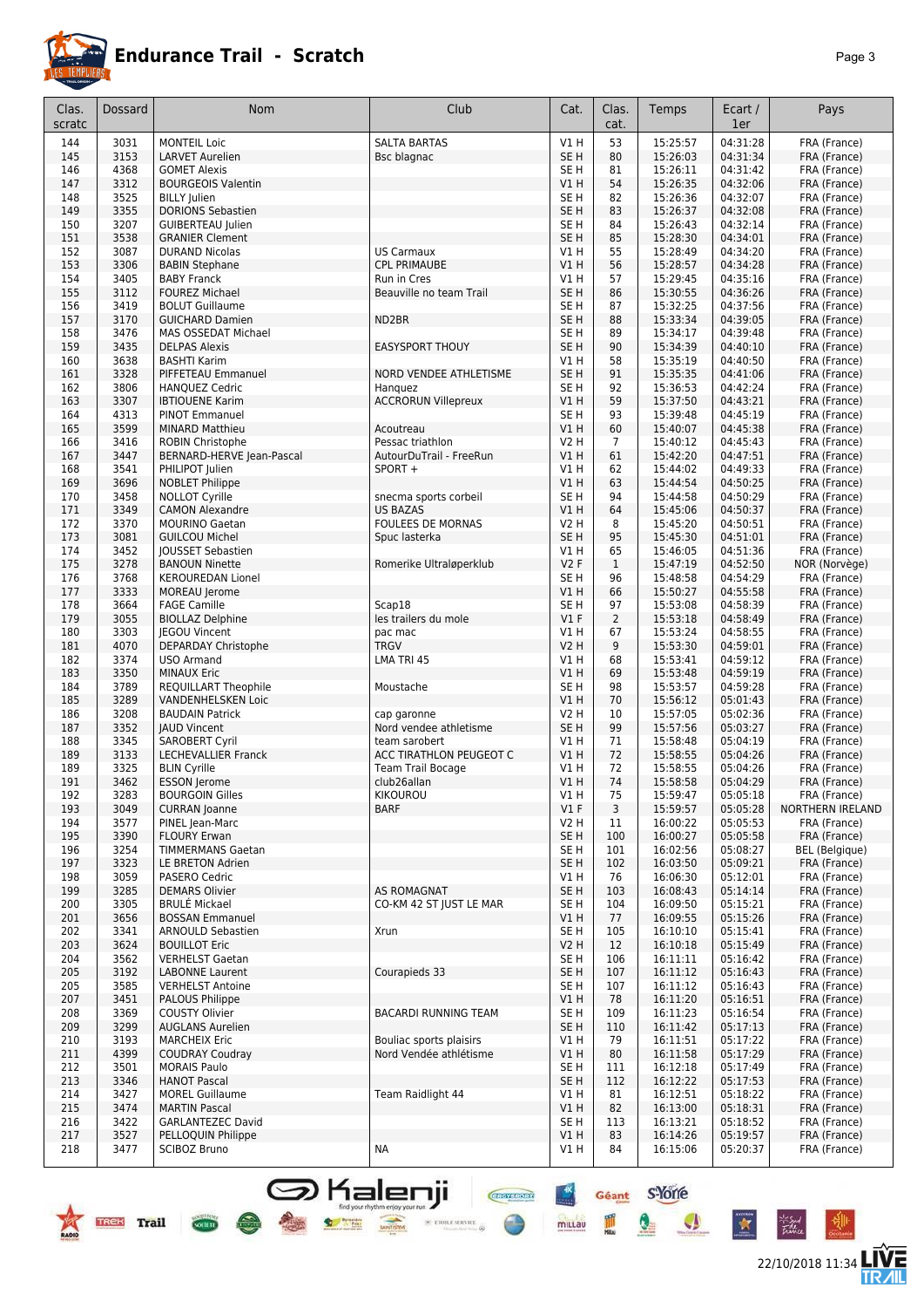# Endurance Trail - Scratch

| Clas. scratc | Dossard | Nom | Club | Cat. | Clas. cat. | Temps | Ecart / 1er | Pays |
|---|---|---|---|---|---|---|---|---|
| 144 | 3031 | MONTEIL Loic | SALTA BARTAS | V1 H | 53 | 15:25:57 | 04:31:28 | FRA (France) |
| 145 | 3153 | LARVET Aurelien | Bsc blagnac | SE H | 80 | 15:26:03 | 04:31:34 | FRA (France) |
| 146 | 4368 | GOMET Alexis | | SE H | 81 | 15:26:11 | 04:31:42 | FRA (France) |
| 147 | 3312 | BOURGEOIS Valentin | | V1 H | 54 | 15:26:35 | 04:32:06 | FRA (France) |
| 148 | 3525 | BILLY Julien | | SE H | 82 | 15:26:36 | 04:32:07 | FRA (France) |
| 149 | 3355 | DORIONS Sebastien | | SE H | 83 | 15:26:37 | 04:32:08 | FRA (France) |
| 150 | 3207 | GUIBERTEAU Julien | | SE H | 84 | 15:26:43 | 04:32:14 | FRA (France) |
| 151 | 3538 | GRANIER Clement | | SE H | 85 | 15:28:30 | 04:34:01 | FRA (France) |
| 152 | 3087 | DURAND Nicolas | US Carmaux | V1 H | 55 | 15:28:49 | 04:34:20 | FRA (France) |
| 153 | 3306 | BABIN Stephane | CPL PRIMAUBE | V1 H | 56 | 15:28:57 | 04:34:28 | FRA (France) |
| 154 | 3405 | BABY Franck | Run in Cres | V1 H | 57 | 15:29:45 | 04:35:16 | FRA (France) |
| 155 | 3112 | FOUREZ Michael | Beauville no team Trail | SE H | 86 | 15:30:55 | 04:36:26 | FRA (France) |
| 156 | 3419 | BOLUT Guillaume | | SE H | 87 | 15:32:25 | 04:37:56 | FRA (France) |
| 157 | 3170 | GUICHARD Damien | ND2BR | SE H | 88 | 15:33:34 | 04:39:05 | FRA (France) |
| 158 | 3476 | MAS OSSEDAT Michael | | SE H | 89 | 15:34:17 | 04:39:48 | FRA (France) |
| 159 | 3435 | DELPAS Alexis | EASYSPORT THOUY | SE H | 90 | 15:34:39 | 04:40:10 | FRA (France) |
| 160 | 3638 | BASHTI Karim | | V1 H | 58 | 15:35:19 | 04:40:50 | FRA (France) |
| 161 | 3328 | PIFFETEAU Emmanuel | NORD VENDEE ATHLETISME | SE H | 91 | 15:35:35 | 04:41:06 | FRA (France) |
| 162 | 3806 | HANQUEZ Cedric | Hanquez | SE H | 92 | 15:36:53 | 04:42:24 | FRA (France) |
| 163 | 3307 | IBTIOUENE Karim | ACCRORUN Villepreux | V1 H | 59 | 15:37:50 | 04:43:21 | FRA (France) |
| 164 | 4313 | PINOT Emmanuel | | SE H | 93 | 15:39:48 | 04:45:19 | FRA (France) |
| 165 | 3599 | MINARD Matthieu | Acoutreau | V1 H | 60 | 15:40:07 | 04:45:38 | FRA (France) |
| 166 | 3416 | ROBIN Christophe | Pessac triathlon | V2 H | 7 | 15:40:12 | 04:45:43 | FRA (France) |
| 167 | 3447 | BERNARD-HERVE Jean-Pascal | AutourDuTrail - FreeRun | V1 H | 61 | 15:42:20 | 04:47:51 | FRA (France) |
| 168 | 3541 | PHILIPOT Julien | SPORT + | V1 H | 62 | 15:44:02 | 04:49:33 | FRA (France) |
| 169 | 3696 | NOBLET Philippe | | V1 H | 63 | 15:44:54 | 04:50:25 | FRA (France) |
| 170 | 3458 | NOLLOT Cyrille | snecma sports corbeil | SE H | 94 | 15:44:58 | 04:50:29 | FRA (France) |
| 171 | 3349 | CAMON Alexandre | US BAZAS | V1 H | 64 | 15:45:06 | 04:50:37 | FRA (France) |
| 172 | 3370 | MOURINO Gaetan | FOULEES DE MORNAS | V2 H | 8 | 15:45:20 | 04:50:51 | FRA (France) |
| 173 | 3081 | GUILCOU Michel | Spuc lasterka | SE H | 95 | 15:45:30 | 04:51:01 | FRA (France) |
| 174 | 3452 | JOUSSET Sebastien | | V1 H | 65 | 15:46:05 | 04:51:36 | FRA (France) |
| 175 | 3278 | BANOUN Ninette | Romerike Ultraløperklub | V2 F | 1 | 15:47:19 | 04:52:50 | NOR (Norvège) |
| 176 | 3768 | KEROUREDAN Lionel | | SE H | 96 | 15:48:58 | 04:54:29 | FRA (France) |
| 177 | 3333 | MOREAU Jerome | | V1 H | 66 | 15:50:27 | 04:55:58 | FRA (France) |
| 178 | 3664 | FAGE Camille | Scap18 | SE H | 97 | 15:53:08 | 04:58:39 | FRA (France) |
| 179 | 3055 | BIOLLAZ Delphine | les trailers du mole | V1 F | 2 | 15:53:18 | 04:58:49 | FRA (France) |
| 180 | 3303 | JEGOU Vincent | pac mac | V1 H | 67 | 15:53:24 | 04:58:55 | FRA (France) |
| 181 | 4070 | DEPARDAY Christophe | TRGV | V2 H | 9 | 15:53:30 | 04:59:01 | FRA (France) |
| 182 | 3374 | USO Armand | LMA TRI 45 | V1 H | 68 | 15:53:41 | 04:59:12 | FRA (France) |
| 183 | 3350 | MINAUX Eric | | V1 H | 69 | 15:53:48 | 04:59:19 | FRA (France) |
| 184 | 3789 | REQUILLART Theophile | Moustache | SE H | 98 | 15:53:57 | 04:59:28 | FRA (France) |
| 185 | 3289 | VANDENHELSKEN Loic | | V1 H | 70 | 15:56:12 | 05:01:43 | FRA (France) |
| 186 | 3208 | BAUDAIN Patrick | cap garonne | V2 H | 10 | 15:57:05 | 05:02:36 | FRA (France) |
| 187 | 3352 | JAUD Vincent | Nord vendee athletisme | SE H | 99 | 15:57:56 | 05:03:27 | FRA (France) |
| 188 | 3345 | SAROBERT Cyril | team sarobert | V1 H | 71 | 15:58:48 | 05:04:19 | FRA (France) |
| 189 | 3133 | LECHEVALLIER Franck | ACC TIRATHLON PEUGEOT C | V1 H | 72 | 15:58:55 | 05:04:26 | FRA (France) |
| 189 | 3325 | BLIN Cyrille | Team Trail Bocage | V1 H | 72 | 15:58:55 | 05:04:26 | FRA (France) |
| 191 | 3462 | ESSON Jerome | club26allan | V1 H | 74 | 15:58:58 | 05:04:29 | FRA (France) |
| 192 | 3283 | BOURGOIN Gilles | KIKOUROU | V1 H | 75 | 15:59:47 | 05:05:18 | FRA (France) |
| 193 | 3049 | CURRAN Joanne | BARF | V1 F | 3 | 15:59:57 | 05:05:28 | NORTHERN IRELAND |
| 194 | 3577 | PINEL Jean-Marc | | V2 H | 11 | 16:00:22 | 05:05:53 | FRA (France) |
| 195 | 3390 | FLOURY Erwan | | SE H | 100 | 16:00:27 | 05:05:58 | FRA (France) |
| 196 | 3254 | TIMMERMANS Gaetan | | SE H | 101 | 16:02:56 | 05:08:27 | BEL (Belgique) |
| 197 | 3323 | LE BRETON Adrien | | SE H | 102 | 16:03:50 | 05:09:21 | FRA (France) |
| 198 | 3059 | PASERO Cedric | | V1 H | 76 | 16:06:30 | 05:12:01 | FRA (France) |
| 199 | 3285 | DEMARS Olivier | AS ROMAGNAT | SE H | 103 | 16:08:43 | 05:14:14 | FRA (France) |
| 200 | 3305 | BRULÉ Mickael | CO-KM 42 ST JUST LE MAR | SE H | 104 | 16:09:50 | 05:15:21 | FRA (France) |
| 201 | 3656 | BOSSAN Emmanuel | | V1 H | 77 | 16:09:55 | 05:15:26 | FRA (France) |
| 202 | 3341 | ARNOULD Sebastien | Xrun | SE H | 105 | 16:10:10 | 05:15:41 | FRA (France) |
| 203 | 3624 | BOUILLOT Eric | | V2 H | 12 | 16:10:18 | 05:15:49 | FRA (France) |
| 204 | 3562 | VERHELST Gaetan | | SE H | 106 | 16:11:11 | 05:16:42 | FRA (France) |
| 205 | 3192 | LABONNE Laurent | Courapieds 33 | SE H | 107 | 16:11:12 | 05:16:43 | FRA (France) |
| 205 | 3585 | VERHELST Antoine | | SE H | 107 | 16:11:12 | 05:16:43 | FRA (France) |
| 207 | 3451 | PALOUS Philippe | | V1 H | 78 | 16:11:20 | 05:16:51 | FRA (France) |
| 208 | 3369 | COUSTY Olivier | BACARDI RUNNING TEAM | SE H | 109 | 16:11:23 | 05:16:54 | FRA (France) |
| 209 | 3299 | AUGLANS Aurelien | | SE H | 110 | 16:11:42 | 05:17:13 | FRA (France) |
| 210 | 3193 | MARCHEIX Eric | Bouliac sports plaisirs | V1 H | 79 | 16:11:51 | 05:17:22 | FRA (France) |
| 211 | 4399 | COUDRAY Coudray | Nord Vendée athlétisme | V1 H | 80 | 16:11:58 | 05:17:29 | FRA (France) |
| 212 | 3501 | MORAIS Paulo | | SE H | 111 | 16:12:18 | 05:17:49 | FRA (France) |
| 213 | 3346 | HANOT Pascal | | SE H | 112 | 16:12:22 | 05:17:53 | FRA (France) |
| 214 | 3427 | MOREL Guillaume | Team Raidlight 44 | V1 H | 81 | 16:12:51 | 05:18:22 | FRA (France) |
| 215 | 3474 | MARTIN Pascal | | V1 H | 82 | 16:13:00 | 05:18:31 | FRA (France) |
| 216 | 3422 | GARLANTEZEC David | | SE H | 113 | 16:13:21 | 05:18:52 | FRA (France) |
| 217 | 3527 | PELLOQUIN Philippe | | V1 H | 83 | 16:14:26 | 05:19:57 | FRA (France) |
| 218 | 3477 | SCIBOZ Bruno | NA | V1 H | 84 | 16:15:06 | 05:20:37 | FRA (France) |

22/10/2018 11:34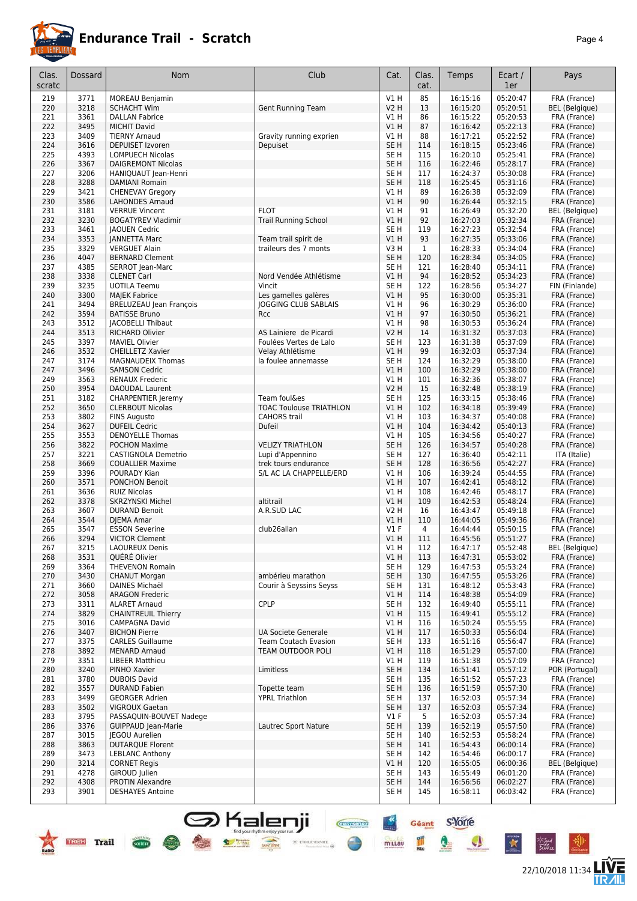# Endurance Trail - Scratch

| Clas. scratc | Dossard | Nom | Club | Cat. | Clas. cat. | Temps | Ecart / 1er | Pays |
|---|---|---|---|---|---|---|---|---|
| 219 | 3771 | MOREAU Benjamin | | V1 H | 85 | 16:15:16 | 05:20:47 | FRA (France) |
| 220 | 3218 | SCHACHT Wim | Gent Running Team | V2 H | 13 | 16:15:20 | 05:20:51 | BEL (Belgique) |
| 221 | 3361 | DALLAN Fabrice | | V1 H | 86 | 16:15:22 | 05:20:53 | FRA (France) |
| 222 | 3495 | MICHIT David | | V1 H | 87 | 16:16:42 | 05:22:13 | FRA (France) |
| 223 | 3409 | TIERNY Arnaud | Gravity running exprien | V1 H | 88 | 16:17:21 | 05:22:52 | FRA (France) |
| 224 | 3616 | DEPUISET Izvoren | Depuiset | SE H | 114 | 16:18:15 | 05:23:46 | FRA (France) |
| 225 | 4393 | LOMPUECH Nicolas | | SE H | 115 | 16:20:10 | 05:25:41 | FRA (France) |
| 226 | 3367 | DAIGREMONT Nicolas | | SE H | 116 | 16:22:46 | 05:28:17 | FRA (France) |
| 227 | 3206 | HANIQUAUT Jean-Henri | | SE H | 117 | 16:24:37 | 05:30:08 | FRA (France) |
| 228 | 3288 | DAMIANI Romain | | SE H | 118 | 16:25:45 | 05:31:16 | FRA (France) |
| 229 | 3421 | CHENEVAY Gregory | | V1 H | 89 | 16:26:38 | 05:32:09 | FRA (France) |
| 230 | 3586 | LAHONDES Arnaud | | V1 H | 90 | 16:26:44 | 05:32:15 | FRA (France) |
| 231 | 3181 | VERRUE Vincent | FLOT | V1 H | 91 | 16:26:49 | 05:32:20 | BEL (Belgique) |
| 232 | 3230 | BOGATYREV Vladimir | Trail Running School | V1 H | 92 | 16:27:03 | 05:32:34 | FRA (France) |
| 233 | 3461 | JAOUEN Cedric | | SE H | 119 | 16:27:23 | 05:32:54 | FRA (France) |
| 234 | 3353 | JANNETTA Marc | Team trail spirit de | V1 H | 93 | 16:27:35 | 05:33:06 | FRA (France) |
| 235 | 3329 | VERGUET Alain | traileurs des 7 monts | V3 H | 1 | 16:28:33 | 05:34:04 | FRA (France) |
| 236 | 4047 | BERNARD Clement | | SE H | 120 | 16:28:34 | 05:34:05 | FRA (France) |
| 237 | 4385 | SERROT Jean-Marc | | SE H | 121 | 16:28:40 | 05:34:11 | FRA (France) |
| 238 | 3338 | CLENET Carl | Nord Vendée Athlétisme | V1 H | 94 | 16:28:52 | 05:34:23 | FRA (France) |
| 239 | 3235 | UOTILA Teemu | Vincit | SE H | 122 | 16:28:56 | 05:34:27 | FIN (Finlande) |
| 240 | 3300 | MAJEK Fabrice | Les gamelles galères | V1 H | 95 | 16:30:00 | 05:35:31 | FRA (France) |
| 241 | 3494 | BRELUZEAU Jean François | JOGGING CLUB SABLAIS | V1 H | 96 | 16:30:29 | 05:36:00 | FRA (France) |
| 242 | 3594 | BATISSE Bruno | Rcc | V1 H | 97 | 16:30:50 | 05:36:21 | FRA (France) |
| 243 | 3512 | JACOBELLI Thibaut | | V1 H | 98 | 16:30:53 | 05:36:24 | FRA (France) |
| 244 | 3513 | RICHARD Olivier | AS Lainiere de Picardi | V2 H | 14 | 16:31:32 | 05:37:03 | FRA (France) |
| 245 | 3397 | MAVIEL Olivier | Foulées Vertes de Lalo | SE H | 123 | 16:31:38 | 05:37:09 | FRA (France) |
| 246 | 3532 | CHEILLETZ Xavier | Velay Athlétisme | V1 H | 99 | 16:32:03 | 05:37:34 | FRA (France) |
| 247 | 3174 | MAGNAUDEIX Thomas | la foulee annemasse | SE H | 124 | 16:32:29 | 05:38:00 | FRA (France) |
| 247 | 3496 | SAMSON Cedric | | V1 H | 100 | 16:32:29 | 05:38:00 | FRA (France) |
| 249 | 3563 | RENAUX Frederic | | V1 H | 101 | 16:32:36 | 05:38:07 | FRA (France) |
| 250 | 3954 | DAOUDAL Laurent | | V2 H | 15 | 16:32:48 | 05:38:19 | FRA (France) |
| 251 | 3182 | CHARPENTIER Jeremy | Team foul&es | SE H | 125 | 16:33:15 | 05:38:46 | FRA (France) |
| 252 | 3650 | CLERBOUT Nicolas | TOAC Toulouse TRIATHLON | V1 H | 102 | 16:34:18 | 05:39:49 | FRA (France) |
| 253 | 3802 | FINS Augusto | CAHORS trail | V1 H | 103 | 16:34:37 | 05:40:08 | FRA (France) |
| 254 | 3627 | DUFEIL Cedric | Dufeil | V1 H | 104 | 16:34:42 | 05:40:13 | FRA (France) |
| 255 | 3553 | DENOYELLE Thomas | | V1 H | 105 | 16:34:56 | 05:40:27 | FRA (France) |
| 256 | 3822 | POCHON Maxime | VELIZY TRIATHLON | SE H | 126 | 16:34:57 | 05:40:28 | FRA (France) |
| 257 | 3221 | CASTIGNOLA Demetrio | Lupi d'Appennino | SE H | 127 | 16:36:40 | 05:42:11 | ITA (Italie) |
| 258 | 3669 | COUALLIER Maxime | trek tours endurance | SE H | 128 | 16:36:56 | 05:42:27 | FRA (France) |
| 259 | 3396 | POURADY Kian | S/L AC LA CHAPPELLE/ERD | V1 H | 106 | 16:39:24 | 05:44:55 | FRA (France) |
| 260 | 3571 | PONCHON Benoit | | V1 H | 107 | 16:42:41 | 05:48:12 | FRA (France) |
| 261 | 3636 | RUIZ Nicolas | | V1 H | 108 | 16:42:46 | 05:48:17 | FRA (France) |
| 262 | 3378 | SKRZYNSKI Michel | altitrail | V1 H | 109 | 16:42:53 | 05:48:24 | FRA (France) |
| 263 | 3607 | DURAND Benoit | A.R.SUD LAC | V2 H | 16 | 16:43:47 | 05:49:18 | FRA (France) |
| 264 | 3544 | DJEMA Amar | | V1 H | 110 | 16:44:05 | 05:49:36 | FRA (France) |
| 265 | 3547 | ESSON Severine | club26allan | V1 F | 4 | 16:44:44 | 05:50:15 | FRA (France) |
| 266 | 3294 | VICTOR Clement | | V1 H | 111 | 16:45:56 | 05:51:27 | FRA (France) |
| 267 | 3215 | LAOUREUX Denis | | V1 H | 112 | 16:47:17 | 05:52:48 | BEL (Belgique) |
| 268 | 3531 | QUÉRÉ Olivier | | V1 H | 113 | 16:47:31 | 05:53:02 | FRA (France) |
| 269 | 3364 | THEVENON Romain | | SE H | 129 | 16:47:53 | 05:53:24 | FRA (France) |
| 270 | 3430 | CHANUT Morgan | ambérieu marathon | SE H | 130 | 16:47:55 | 05:53:26 | FRA (France) |
| 271 | 3660 | DAINES Michaël | Courir à Seyssins Seyss | SE H | 131 | 16:48:12 | 05:53:43 | FRA (France) |
| 272 | 3058 | ARAGON Frederic | | V1 H | 114 | 16:48:38 | 05:54:09 | FRA (France) |
| 273 | 3311 | ALARET Arnaud | CPLP | SE H | 132 | 16:49:40 | 05:55:11 | FRA (France) |
| 274 | 3829 | CHAINTREUIL Thierry | | V1 H | 115 | 16:49:41 | 05:55:12 | FRA (France) |
| 275 | 3016 | CAMPAGNA David | | V1 H | 116 | 16:50:24 | 05:55:55 | FRA (France) |
| 276 | 3407 | BICHON Pierre | UA Societe Generale | V1 H | 117 | 16:50:33 | 05:56:04 | FRA (France) |
| 277 | 3375 | CARLES Guillaume | Team Coutach Evasion | SE H | 133 | 16:51:16 | 05:56:47 | FRA (France) |
| 278 | 3892 | MENARD Arnaud | TEAM OUTDOOR POLI | V1 H | 118 | 16:51:29 | 05:57:00 | FRA (France) |
| 279 | 3351 | LIBEER Matthieu | | V1 H | 119 | 16:51:38 | 05:57:09 | FRA (France) |
| 280 | 3240 | PINHO Xavier | Limitless | SE H | 134 | 16:51:41 | 05:57:12 | POR (Portugal) |
| 281 | 3780 | DUBOIS David | | SE H | 135 | 16:51:52 | 05:57:23 | FRA (France) |
| 282 | 3557 | DURAND Fabien | Topette team | SE H | 136 | 16:51:59 | 05:57:30 | FRA (France) |
| 283 | 3499 | GEORGER Adrien | YPRL Triathlon | SE H | 137 | 16:52:03 | 05:57:34 | FRA (France) |
| 283 | 3502 | VIGROUX Gaetan | | SE H | 137 | 16:52:03 | 05:57:34 | FRA (France) |
| 283 | 3795 | PASSAQUIN-BOUVET Nadege | | V1 F | 5 | 16:52:03 | 05:57:34 | FRA (France) |
| 286 | 3376 | GUIPPAUD Jean-Marie | Lautrec Sport Nature | SE H | 139 | 16:52:19 | 05:57:50 | FRA (France) |
| 287 | 3015 | JEGOU Aurelien | | SE H | 140 | 16:52:53 | 05:58:24 | FRA (France) |
| 288 | 3863 | DUTARQUE Florent | | SE H | 141 | 16:54:43 | 06:00:14 | FRA (France) |
| 289 | 3473 | LEBLANC Anthony | | SE H | 142 | 16:54:46 | 06:00:17 | FRA (France) |
| 290 | 3214 | CORNET Regis | | V1 H | 120 | 16:55:05 | 06:00:36 | BEL (Belgique) |
| 291 | 4278 | GIROUD Julien | | SE H | 143 | 16:55:49 | 06:01:20 | FRA (France) |
| 292 | 4308 | PROTIN Alexandre | | SE H | 144 | 16:56:56 | 06:02:27 | FRA (France) |
| 293 | 3901 | DESHAYES Antoine | | SE H | 145 | 16:58:11 | 06:03:42 | FRA (France) |

22/10/2018 11:34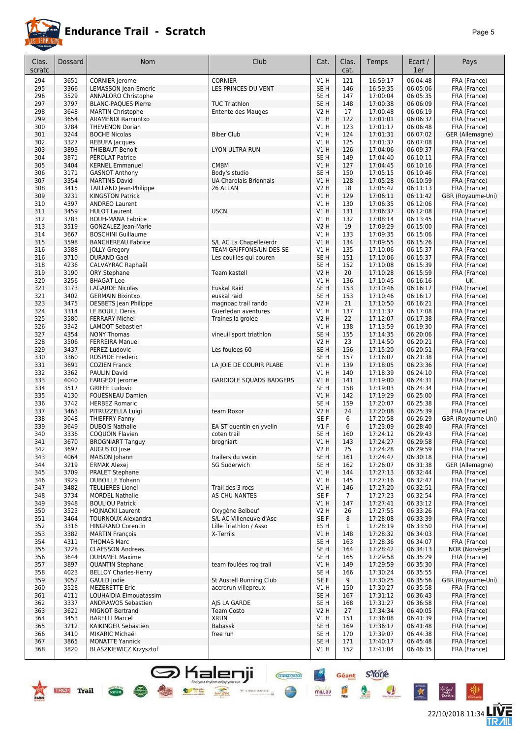# Endurance Trail - Scratch

| Clas. scratc | Dossard | Nom | Club | Cat. | Clas. cat. | Temps | Ecart / 1er | Pays |
|---|---|---|---|---|---|---|---|---|
| 294 | 3651 | CORNIER Jerome | CORNIER | V1 H | 121 | 16:59:17 | 06:04:48 | FRA (France) |
| 295 | 3366 | LEMASSON Jean-Emeric | LES PRINCES DU VENT | SE H | 146 | 16:59:35 | 06:05:06 | FRA (France) |
| 296 | 3529 | ANNALORO Christophe | | SE H | 147 | 17:00:04 | 06:05:35 | FRA (France) |
| 297 | 3797 | BLANC-PAQUES Pierre | TUC Triathlon | SE H | 148 | 17:00:38 | 06:06:09 | FRA (France) |
| 298 | 3648 | MARTIN Christophe | Entente des Mauges | V2 H | 17 | 17:00:48 | 06:06:19 | FRA (France) |
| 299 | 3654 | ARAMENDI Ramuntxo | | V1 H | 122 | 17:01:01 | 06:06:32 | FRA (France) |
| 300 | 3784 | THEVENON Dorian | | V1 H | 123 | 17:01:17 | 06:06:48 | FRA (France) |
| 301 | 3244 | BOCHE Nicolas | Biber Club | V1 H | 124 | 17:01:31 | 06:07:02 | GER (Allemagne) |
| 302 | 3327 | REBUFA Jacques | | V1 H | 125 | 17:01:37 | 06:07:08 | FRA (France) |
| 303 | 3893 | THIEBAUT Benoit | LYON ULTRA RUN | V1 H | 126 | 17:04:06 | 06:09:37 | FRA (France) |
| 304 | 3871 | PÉROLAT Patrice | | SE H | 149 | 17:04:40 | 06:10:11 | FRA (France) |
| 305 | 3404 | KERNEL Emmanuel | CMBM | V1 H | 127 | 17:04:45 | 06:10:16 | FRA (France) |
| 306 | 3171 | GASNOT Anthony | Body's studio | SE H | 150 | 17:05:15 | 06:10:46 | FRA (France) |
| 307 | 3354 | MARTINS David | UA Charolais Brionnais | V1 H | 128 | 17:05:28 | 06:10:59 | FRA (France) |
| 308 | 3415 | TAILLAND Jean-Philippe | 26 ALLAN | V2 H | 18 | 17:05:42 | 06:11:13 | FRA (France) |
| 309 | 3231 | KINGSTON Patrick | | V1 H | 129 | 17:06:11 | 06:11:42 | GBR (Royaume-Uni) |
| 310 | 4397 | ANDREO Laurent | | V1 H | 130 | 17:06:35 | 06:12:06 | FRA (France) |
| 311 | 3459 | HULOT Laurent | USCN | V1 H | 131 | 17:06:37 | 06:12:08 | FRA (France) |
| 312 | 3783 | BOUH-MANA Fabrice | | V1 H | 132 | 17:08:14 | 06:13:45 | FRA (France) |
| 313 | 3519 | GONZALEZ Jean-Marie | | V2 H | 19 | 17:09:29 | 06:15:00 | FRA (France) |
| 314 | 3667 | BOSCHINI Guillaume | | V1 H | 133 | 17:09:35 | 06:15:06 | FRA (France) |
| 315 | 3598 | BANCHEREAU Fabrice | S/L AC La Chapelle/erdr | V1 H | 134 | 17:09:55 | 06:15:26 | FRA (France) |
| 316 | 3588 | JOLLY Gregory | TEAM GRIFFONS/UN DES SE | V1 H | 135 | 17:10:06 | 06:15:37 | FRA (France) |
| 316 | 3710 | DURAND Gael | Les couilles qui couren | SE H | 151 | 17:10:06 | 06:15:37 | FRA (France) |
| 318 | 4236 | CALVAYRAC Raphaël | | SE H | 152 | 17:10:08 | 06:15:39 | FRA (France) |
| 319 | 3190 | ORY Stephane | Team kastell | V2 H | 20 | 17:10:28 | 06:15:59 | FRA (France) |
| 320 | 3256 | BHAGAT Lee | | V1 H | 136 | 17:10:45 | 06:16:16 | UK |
| 321 | 3173 | LAGARDE Nicolas | Euskal Raid | SE H | 153 | 17:10:46 | 06:16:17 | FRA (France) |
| 321 | 3402 | GERMAIN Bixintxo | euskal raid | SE H | 153 | 17:10:46 | 06:16:17 | FRA (France) |
| 323 | 3475 | DESBETS Jean Philippe | magnoac trail rando | V2 H | 21 | 17:10:50 | 06:16:21 | FRA (France) |
| 324 | 3314 | LE BOUILL Denis | Guerledan aventures | V1 H | 137 | 17:11:37 | 06:17:08 | FRA (France) |
| 325 | 3580 | FERRARY Michel | Traines la grolee | V2 H | 22 | 17:12:07 | 06:17:38 | FRA (France) |
| 326 | 3342 | LAMOOT Sebastien | | V1 H | 138 | 17:13:59 | 06:19:30 | FRA (France) |
| 327 | 4354 | NONY Thomas | vineuil sport triathlon | SE H | 155 | 17:14:35 | 06:20:06 | FRA (France) |
| 328 | 3506 | FERREIRA Manuel | | V2 H | 23 | 17:14:50 | 06:20:21 | FRA (France) |
| 329 | 3437 | PEREZ Ludovic | Les foulees 60 | SE H | 156 | 17:15:20 | 06:20:51 | FRA (France) |
| 330 | 3360 | ROSPIDE Frederic | | SE H | 157 | 17:16:07 | 06:21:38 | FRA (France) |
| 331 | 3691 | COZIEN Franck | LA JOIE DE COURIR PLABE | V1 H | 139 | 17:18:05 | 06:23:36 | FRA (France) |
| 332 | 3362 | PAULIN David | | V1 H | 140 | 17:18:39 | 06:24:10 | FRA (France) |
| 333 | 4040 | FARGEOT Jerome | GARDIOLE SQUADS BADGERS | V1 H | 141 | 17:19:00 | 06:24:31 | FRA (France) |
| 334 | 3517 | GRIFFE Ludovic | | SE H | 158 | 17:19:03 | 06:24:34 | FRA (France) |
| 335 | 4130 | FOUESNEAU Damien | | V1 H | 142 | 17:19:29 | 06:25:00 | FRA (France) |
| 336 | 3742 | HERBEZ Romaric | | SE H | 159 | 17:20:07 | 06:25:38 | FRA (France) |
| 337 | 3463 | PITRUZZELLA Luigi | team Roxor | V2 H | 24 | 17:20:08 | 06:25:39 | FRA (France) |
| 338 | 3048 | THIEFFRY Fanny | | SE F | 6 | 17:20:58 | 06:26:29 | GBR (Royaume-Uni) |
| 339 | 3649 | DUBOIS Nathalie | EA ST quentin en yvelin | V1 F | 6 | 17:23:09 | 06:28:40 | FRA (France) |
| 340 | 3336 | COQUOIN Flavien | coten trail | SE H | 160 | 17:24:12 | 06:29:43 | FRA (France) |
| 341 | 3670 | BROGNIART Tanguy | brogniart | V1 H | 143 | 17:24:27 | 06:29:58 | FRA (France) |
| 342 | 3697 | AUGUSTO Jose | | V2 H | 25 | 17:24:28 | 06:29:59 | FRA (France) |
| 343 | 4064 | MAISON Johann | trailers du vexin | SE H | 161 | 17:24:47 | 06:30:18 | FRA (France) |
| 344 | 3219 | ERMAK Alexej | SG Suderwich | SE H | 162 | 17:26:07 | 06:31:38 | GER (Allemagne) |
| 345 | 3709 | PRALET Stephane | | V1 H | 144 | 17:27:13 | 06:32:44 | FRA (France) |
| 346 | 3929 | DUBOILLE Yohann | | V1 H | 145 | 17:27:16 | 06:32:47 | FRA (France) |
| 347 | 3482 | TEULIERES Lionel | Trail des 3 rocs | V1 H | 146 | 17:27:20 | 06:32:51 | FRA (France) |
| 348 | 3734 | MORDEL Nathalie | AS CHU NANTES | SE F | 7 | 17:27:23 | 06:32:54 | FRA (France) |
| 349 | 3948 | BOULIOU Patrick | | V1 H | 147 | 17:27:41 | 06:33:12 | FRA (France) |
| 350 | 3523 | HOJNACKI Laurent | Oxygène Belbeuf | V2 H | 26 | 17:27:55 | 06:33:26 | FRA (France) |
| 351 | 3464 | TOURNOUX Alexandra | S/L AC Villeneuve d'Asc | SE F | 8 | 17:28:08 | 06:33:39 | FRA (France) |
| 352 | 3316 | HINGRAND Corentin | Lille Triathlon / Asso | ES H | 1 | 17:28:19 | 06:33:50 | FRA (France) |
| 353 | 3382 | MARTIN François | X-Terrils | V1 H | 148 | 17:28:32 | 06:34:03 | FRA (France) |
| 354 | 4311 | THOMAS Marc | | SE H | 163 | 17:28:36 | 06:34:07 | FRA (France) |
| 355 | 3228 | CLAESSON Andreas | | SE H | 164 | 17:28:42 | 06:34:13 | NOR (Norvège) |
| 356 | 3644 | DUHAMEL Maxime | | SE H | 165 | 17:29:58 | 06:35:29 | FRA (France) |
| 357 | 3897 | QUANTIN Stephane | team foulées roq trail | V1 H | 149 | 17:29:59 | 06:35:30 | FRA (France) |
| 358 | 4023 | BELLOY Charles-Henry | | SE H | 166 | 17:30:24 | 06:35:55 | FRA (France) |
| 359 | 3052 | GAULD Jodie | St Austell Running Club | SE F | 9 | 17:30:25 | 06:35:56 | GBR (Royaume-Uni) |
| 360 | 3528 | MEZERETTE Eric | accrorun villepreux | V1 H | 150 | 17:30:27 | 06:35:58 | FRA (France) |
| 361 | 4111 | LOUHAIDIA Elmouatassim | | SE H | 167 | 17:31:12 | 06:36:43 | FRA (France) |
| 362 | 3337 | ANDRAWOS Sebastien | AJS LA GARDE | SE H | 168 | 17:31:27 | 06:36:58 | FRA (France) |
| 363 | 3621 | MIGNOT Bertrand | Team Costo | V2 H | 27 | 17:34:34 | 06:40:05 | FRA (France) |
| 364 | 3453 | BARELLI Marcel | XRUN | V1 H | 151 | 17:36:08 | 06:41:39 | FRA (France) |
| 365 | 3212 | KAIKINGER Sebastien | Babassk | SE H | 169 | 17:36:17 | 06:41:48 | FRA (France) |
| 366 | 3410 | MIKARIC Michaël | free run | SE H | 170 | 17:39:07 | 06:44:38 | FRA (France) |
| 367 | 3865 | MONATTE Yannick | | SE H | 171 | 17:40:17 | 06:45:48 | FRA (France) |
| 368 | 3820 | BLASZKIEWICZ Krzysztof | | V1 H | 152 | 17:41:04 | 06:46:35 | FRA (France) |

22/10/2018 11:34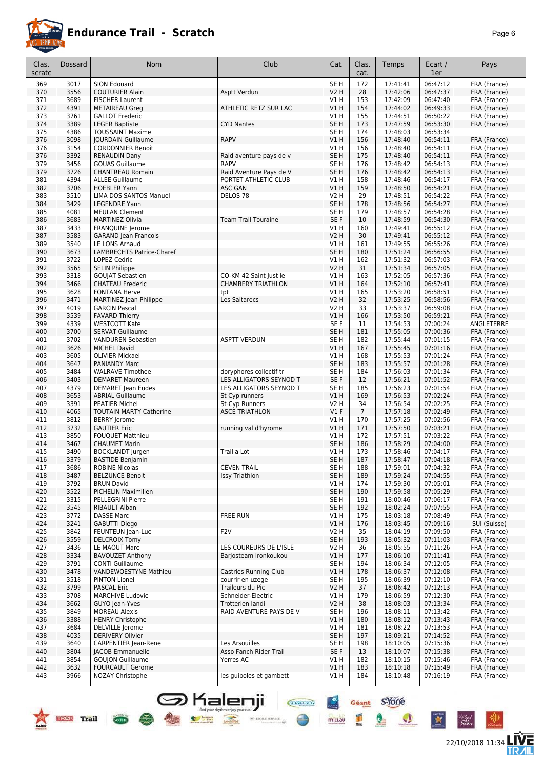# Endurance Trail - Scratch

| Clas. scratc | Dossard | Nom | Club | Cat. | Clas. cat. | Temps | Ecart / 1er | Pays |
|---|---|---|---|---|---|---|---|---|
| 369 | 3017 | SION Edouard | | SE H | 172 | 17:41:41 | 06:47:12 | FRA (France) |
| 370 | 3556 | COUTURIER Alain | Asptt Verdun | V2 H | 28 | 17:42:06 | 06:47:37 | FRA (France) |
| 371 | 3689 | FISCHER Laurent | | V1 H | 153 | 17:42:09 | 06:47:40 | FRA (France) |
| 372 | 4391 | METAIREAU Greg | ATHLETIC RETZ SUR LAC | V1 H | 154 | 17:44:02 | 06:49:33 | FRA (France) |
| 373 | 3761 | GALLOT Frederic | | V1 H | 155 | 17:44:51 | 06:50:22 | FRA (France) |
| 374 | 3389 | LEGER Baptiste | CYD Nantes | SE H | 173 | 17:47:59 | 06:53:30 | FRA (France) |
| 375 | 4386 | TOUSSAINT Maxime | | SE H | 174 | 17:48:03 | 06:53:34 | |
| 376 | 3098 | JOURDAIN Guillaume | RAPV | V1 H | 156 | 17:48:40 | 06:54:11 | FRA (France) |
| 376 | 3154 | CORDONNIER Benoit | | V1 H | 156 | 17:48:40 | 06:54:11 | FRA (France) |
| 376 | 3392 | RENAUDIN Dany | Raid aventure pays de v | SE H | 175 | 17:48:40 | 06:54:11 | FRA (France) |
| 379 | 3456 | GOUAS Guillaume | RAPV | SE H | 176 | 17:48:42 | 06:54:13 | FRA (France) |
| 379 | 3726 | CHANTREAU Romain | Raid Aventure Pays de V | SE H | 176 | 17:48:42 | 06:54:13 | FRA (France) |
| 381 | 4394 | ALLEE Guillaume | PORTET ATHLETIC CLUB | V1 H | 158 | 17:48:46 | 06:54:17 | FRA (France) |
| 382 | 3706 | HOEBLER Yann | ASC GAN | V1 H | 159 | 17:48:50 | 06:54:21 | FRA (France) |
| 383 | 3510 | LIMA DOS SANTOS Manuel | DELOS 78 | V2 H | 29 | 17:48:51 | 06:54:22 | FRA (France) |
| 384 | 3429 | LEGENDRE Yann | | SE H | 178 | 17:48:56 | 06:54:27 | FRA (France) |
| 385 | 4081 | MEULAN Clement | | SE H | 179 | 17:48:57 | 06:54:28 | FRA (France) |
| 386 | 3683 | MARTINEZ Olivia | Team Trail Touraine | SE F | 10 | 17:48:59 | 06:54:30 | FRA (France) |
| 387 | 3433 | FRANQUINE Jerome | | V1 H | 160 | 17:49:41 | 06:55:12 | FRA (France) |
| 387 | 3583 | GARAND Jean Francois | | V2 H | 30 | 17:49:41 | 06:55:12 | FRA (France) |
| 389 | 3540 | LE LONS Arnaud | | V1 H | 161 | 17:49:55 | 06:55:26 | FRA (France) |
| 390 | 3673 | LAMBRECHTS Patrice-Charef | | SE H | 180 | 17:51:24 | 06:56:55 | FRA (France) |
| 391 | 3722 | LOPEZ Cedric | | V1 H | 162 | 17:51:32 | 06:57:03 | FRA (France) |
| 392 | 3565 | SELIN Philippe | | V2 H | 31 | 17:51:34 | 06:57:05 | FRA (France) |
| 393 | 3318 | GOUJAT Sebastien | CO-KM 42 Saint Just le | V1 H | 163 | 17:52:05 | 06:57:36 | FRA (France) |
| 394 | 3466 | CHATEAU Frederic | CHAMBERY TRIATHLON | V1 H | 164 | 17:52:10 | 06:57:41 | FRA (France) |
| 395 | 3628 | FONTANA Herve | tpt | V1 H | 165 | 17:53:20 | 06:58:51 | FRA (France) |
| 396 | 3471 | MARTINEZ Jean Philippe | Les Saltarecs | V2 H | 32 | 17:53:25 | 06:58:56 | FRA (France) |
| 397 | 4019 | GARCIN Pascal | | V2 H | 33 | 17:53:37 | 06:59:08 | FRA (France) |
| 398 | 3539 | FAVARD Thierry | | V1 H | 166 | 17:53:50 | 06:59:21 | FRA (France) |
| 399 | 4339 | WESTCOTT Kate | | SE F | 11 | 17:54:53 | 07:00:24 | ANGLETERRE |
| 400 | 3700 | SERVAT Guillaume | | SE H | 181 | 17:55:05 | 07:00:36 | FRA (France) |
| 401 | 3702 | VANDUREN Sebastien | ASPTT VERDUN | SE H | 182 | 17:55:44 | 07:01:15 | FRA (France) |
| 402 | 3626 | MICHEL David | | V1 H | 167 | 17:55:45 | 07:01:16 | FRA (France) |
| 403 | 3605 | OLIVIER Mickael | | V1 H | 168 | 17:55:53 | 07:01:24 | FRA (France) |
| 404 | 3647 | PANIANDY Marc | | SE H | 183 | 17:55:57 | 07:01:28 | FRA (France) |
| 405 | 3484 | WALRAVE Timothee | doryphores collectif tr | SE H | 184 | 17:56:03 | 07:01:34 | FRA (France) |
| 406 | 3403 | DEMARET Maureen | LES ALLIGATORS SEYNOD T | SE F | 12 | 17:56:21 | 07:01:52 | FRA (France) |
| 407 | 4379 | DEMARET Jean Eudes | LES ALLIGATORS SEYNOD T | SE H | 185 | 17:56:23 | 07:01:54 | FRA (France) |
| 408 | 3653 | ABRIAL Guillaume | St Cyp runners | V1 H | 169 | 17:56:53 | 07:02:24 | FRA (France) |
| 409 | 3391 | PEATIER Michel | St-Cyp Runners | V2 H | 34 | 17:56:54 | 07:02:25 | FRA (France) |
| 410 | 4065 | TOUTAIN MARTY Catherine | ASCE TRIATHLON | V1 F | 7 | 17:57:18 | 07:02:49 | FRA (France) |
| 411 | 3812 | BERRY Jerome | | V1 H | 170 | 17:57:25 | 07:02:56 | FRA (France) |
| 412 | 3732 | GAUTIER Eric | running val d'hyrome | V1 H | 171 | 17:57:50 | 07:03:21 | FRA (France) |
| 413 | 3850 | FOUQUET Matthieu | | V1 H | 172 | 17:57:51 | 07:03:22 | FRA (France) |
| 414 | 3467 | CHAUMET Marin | | SE H | 186 | 17:58:29 | 07:04:00 | FRA (France) |
| 415 | 3490 | BOCKLANDT Jurgen | Trail a Lot | V1 H | 173 | 17:58:46 | 07:04:17 | FRA (France) |
| 416 | 3379 | BASTIDE Benjamin | | SE H | 187 | 17:58:47 | 07:04:18 | FRA (France) |
| 417 | 3686 | ROBINE Nicolas | CEVEN TRAIL | SE H | 188 | 17:59:01 | 07:04:32 | FRA (France) |
| 418 | 3487 | BELZUNCE Benoit | Issy Triathlon | SE H | 189 | 17:59:24 | 07:04:55 | FRA (France) |
| 419 | 3792 | BRUN David | | V1 H | 174 | 17:59:30 | 07:05:01 | FRA (France) |
| 420 | 3522 | PICHELIN Maximilien | | SE H | 190 | 17:59:58 | 07:05:29 | FRA (France) |
| 421 | 3315 | PELLEGRINI Pierre | | SE H | 191 | 18:00:46 | 07:06:17 | FRA (France) |
| 422 | 3545 | RIBAULT Alban | | SE H | 192 | 18:02:24 | 07:07:55 | FRA (France) |
| 423 | 3772 | DASSE Marc | FREE RUN | V1 H | 175 | 18:03:18 | 07:08:49 | FRA (France) |
| 424 | 3241 | GABUTTI Diego | | V1 H | 176 | 18:03:45 | 07:09:16 | SUI (Suisse) |
| 425 | 3842 | FEUNTEUN Jean-Luc | F2V | V2 H | 35 | 18:04:19 | 07:09:50 | FRA (France) |
| 426 | 3559 | DELCROIX Tomy | | SE H | 193 | 18:05:32 | 07:11:03 | FRA (France) |
| 427 | 3436 | LE MAOUT Marc | LES COUREURS DE L'ISLE | V2 H | 36 | 18:05:55 | 07:11:26 | FRA (France) |
| 428 | 3334 | BAVOUZET Anthony | Barjosteam Ironkoukou | V1 H | 177 | 18:06:10 | 07:11:41 | FRA (France) |
| 429 | 3791 | CONTI Guillaume | | SE H | 194 | 18:06:34 | 07:12:05 | FRA (France) |
| 430 | 3478 | VANDEWOESTYNE Mathieu | Castries Running Club | V1 H | 178 | 18:06:37 | 07:12:08 | FRA (France) |
| 431 | 3518 | PINTON Lionel | courrir en uzege | SE H | 195 | 18:06:39 | 07:12:10 | FRA (France) |
| 432 | 3799 | PASCAL Eric | Traileurs du Pic | V2 H | 37 | 18:06:42 | 07:12:13 | FRA (France) |
| 433 | 3708 | MARCHIVE Ludovic | Schneider-Electric | V1 H | 179 | 18:06:59 | 07:12:30 | FRA (France) |
| 434 | 3662 | GUYO Jean-Yves | Trotterien landi | V2 H | 38 | 18:08:03 | 07:13:34 | FRA (France) |
| 435 | 3849 | MOREAU Alexis | RAID AVENTURE PAYS DE V | SE H | 196 | 18:08:11 | 07:13:42 | FRA (France) |
| 436 | 3388 | HENRY Christophe | | V1 H | 180 | 18:08:12 | 07:13:43 | FRA (France) |
| 437 | 3684 | DELVILLE Jerome | | V1 H | 181 | 18:08:22 | 07:13:53 | FRA (France) |
| 438 | 4035 | DERIVERY Olivier | | SE H | 197 | 18:09:21 | 07:14:52 | FRA (France) |
| 439 | 3640 | CARPENTIER Jean-Rene | Les Arsouilles | SE H | 198 | 18:10:05 | 07:15:36 | FRA (France) |
| 440 | 3804 | JACOB Emmanuelle | Asso Fanch Rider Trail | SE F | 13 | 18:10:07 | 07:15:38 | FRA (France) |
| 441 | 3854 | GOUJON Guillaume | Yerres AC | V1 H | 182 | 18:10:15 | 07:15:46 | FRA (France) |
| 442 | 3632 | FOURCAULT Gerome | | V1 H | 183 | 18:10:18 | 07:15:49 | FRA (France) |
| 443 | 3966 | NOZAY Christophe | les guiboles et gambett | V1 H | 184 | 18:10:48 | 07:16:19 | FRA (France) |

22/10/2018 11:34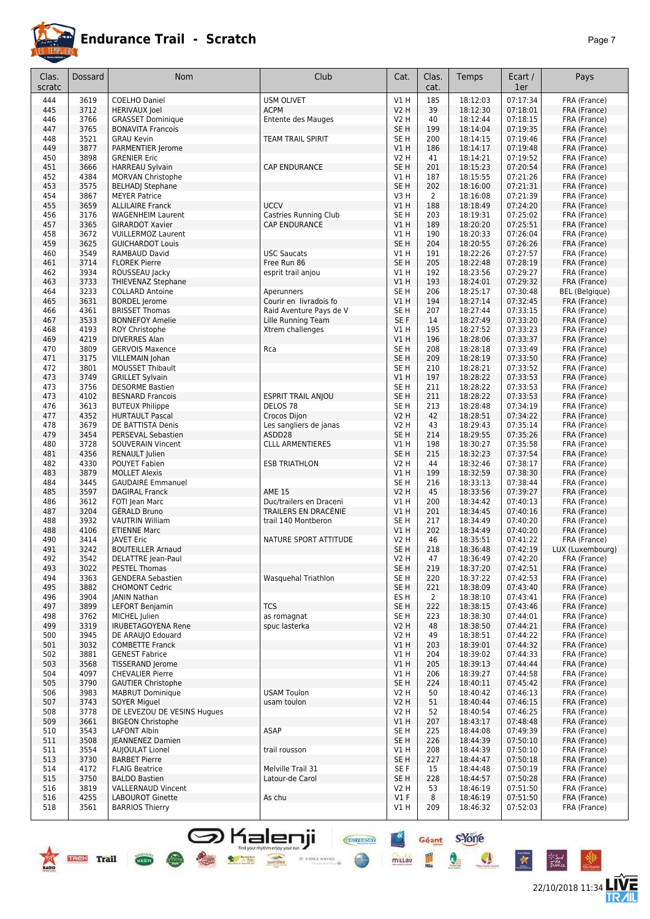# Endurance Trail - Scratch

| Clas. scratc | Dossard | Nom | Club | Cat. | Clas. cat. | Temps | Ecart / 1er | Pays |
|---|---|---|---|---|---|---|---|---|
| 444 | 3619 | COELHO Daniel | USM OLIVET | V1 H | 185 | 18:12:03 | 07:17:34 | FRA (France) |
| 445 | 3712 | HERIVAUX Joel | ACPM | V2 H | 39 | 18:12:30 | 07:18:01 | FRA (France) |
| 446 | 3766 | GRASSET Dominique | Entente des Mauges | V2 H | 40 | 18:12:44 | 07:18:15 | FRA (France) |
| 447 | 3765 | BONAVITA Francois | | SE H | 199 | 18:14:04 | 07:19:35 | FRA (France) |
| 448 | 3521 | GRAU Kevin | TEAM TRAIL SPIRIT | SE H | 200 | 18:14:15 | 07:19:46 | FRA (France) |
| 449 | 3877 | PARMENTIER Jerome | | V1 H | 186 | 18:14:17 | 07:19:48 | FRA (France) |
| 450 | 3898 | GRENIER Eric | | V2 H | 41 | 18:14:21 | 07:19:52 | FRA (France) |
| 451 | 3666 | HARREAU Sylvain | CAP ENDURANCE | SE H | 201 | 18:15:23 | 07:20:54 | FRA (France) |
| 452 | 4384 | MORVAN Christophe | | V1 H | 187 | 18:15:55 | 07:21:26 | FRA (France) |
| 453 | 3575 | BELHADJ Stephane | | SE H | 202 | 18:16:00 | 07:21:31 | FRA (France) |
| 454 | 3867 | MEYER Patrice | | V3 H | 2 | 18:16:08 | 07:21:39 | FRA (France) |
| 455 | 3659 | ALLILAIRE Franck | UCCV | V1 H | 188 | 18:18:49 | 07:24:20 | FRA (France) |
| 456 | 3176 | WAGENHEIM Laurent | Castries Running Club | SE H | 203 | 18:19:31 | 07:25:02 | FRA (France) |
| 457 | 3365 | GIRARDOT Xavier | CAP ENDURANCE | V1 H | 189 | 18:20:20 | 07:25:51 | FRA (France) |
| 458 | 3672 | VUILLERMOZ Laurent | | V1 H | 190 | 18:20:33 | 07:26:04 | FRA (France) |
| 459 | 3625 | GUICHARDOT Louis | | SE H | 204 | 18:20:55 | 07:26:26 | FRA (France) |
| 460 | 3549 | RAMBAUD David | USC Saucats | V1 H | 191 | 18:22:26 | 07:27:57 | FRA (France) |
| 461 | 3714 | FLOREK Pierre | Free Run 86 | SE H | 205 | 18:22:48 | 07:28:19 | FRA (France) |
| 462 | 3934 | ROUSSEAU Jacky | esprit trail anjou | V1 H | 192 | 18:23:56 | 07:29:27 | FRA (France) |
| 463 | 3733 | THIEVENAZ Stephane | | V1 H | 193 | 18:24:01 | 07:29:32 | FRA (France) |
| 464 | 3233 | COLLARD Antoine | Aperunners | SE H | 206 | 18:25:17 | 07:30:48 | BEL (Belgique) |
| 465 | 3631 | BORDEL Jerome | Courir en livradois fo | V1 H | 194 | 18:27:14 | 07:32:45 | FRA (France) |
| 466 | 4361 | BRISSET Thomas | Raid Aventure Pays de V | SE H | 207 | 18:27:44 | 07:33:15 | FRA (France) |
| 467 | 3533 | BONNEFOY Amelie | Lille Running Team | SE F | 14 | 18:27:49 | 07:33:20 | FRA (France) |
| 468 | 4193 | ROY Christophe | Xtrem challenges | V1 H | 195 | 18:27:52 | 07:33:23 | FRA (France) |
| 469 | 4219 | DIVERRES Alan | | V1 H | 196 | 18:28:06 | 07:33:37 | FRA (France) |
| 470 | 3809 | GERVOIS Maxence | Rca | SE H | 208 | 18:28:18 | 07:33:49 | FRA (France) |
| 471 | 3175 | VILLEMAIN Johan | | SE H | 209 | 18:28:19 | 07:33:50 | FRA (France) |
| 472 | 3801 | MOUSSET Thibault | | SE H | 210 | 18:28:21 | 07:33:52 | FRA (France) |
| 473 | 3749 | GRILLET Sylvain | | V1 H | 197 | 18:28:22 | 07:33:53 | FRA (France) |
| 473 | 3756 | DESORME Bastien | | SE H | 211 | 18:28:22 | 07:33:53 | FRA (France) |
| 473 | 4102 | BESNARD Francois | ESPRIT TRAIL ANJOU | SE H | 211 | 18:28:22 | 07:33:53 | FRA (France) |
| 476 | 3613 | BUTEUX Philippe | DELOS 78 | SE H | 213 | 18:28:48 | 07:34:19 | FRA (France) |
| 477 | 4352 | HURTAULT Pascal | Crocos Dijon | V2 H | 42 | 18:28:51 | 07:34:22 | FRA (France) |
| 478 | 3679 | DE BATTISTA Denis | Les sangliers de janas | V2 H | 43 | 18:29:43 | 07:35:14 | FRA (France) |
| 479 | 3454 | PERSEVAL Sebastien | ASDD28 | SE H | 214 | 18:29:55 | 07:35:26 | FRA (France) |
| 480 | 3728 | SOUVERAIN Vincent | CLLL ARMENTIERES | V1 H | 198 | 18:30:27 | 07:35:58 | FRA (France) |
| 481 | 4356 | RENAULT Julien | | SE H | 215 | 18:32:23 | 07:37:54 | FRA (France) |
| 482 | 4330 | POUYET Fabien | ESB TRIATHLON | V2 H | 44 | 18:32:46 | 07:38:17 | FRA (France) |
| 483 | 3879 | MOLLET Alexis | | V1 H | 199 | 18:32:59 | 07:38:30 | FRA (France) |
| 484 | 3445 | GAUDAIRE Emmanuel | | SE H | 216 | 18:33:13 | 07:38:44 | FRA (France) |
| 485 | 3597 | DAGIRAL Franck | AME 15 | V2 H | 45 | 18:33:56 | 07:39:27 | FRA (France) |
| 486 | 3612 | FOTI Jean Marc | Duc/trailers en Draceni | V1 H | 200 | 18:34:42 | 07:40:13 | FRA (France) |
| 487 | 3204 | GÉRALD Bruno | TRAILERS EN DRACÉNIE | V1 H | 201 | 18:34:45 | 07:40:16 | FRA (France) |
| 488 | 3932 | VAUTRIN William | trail 140 Montberon | SE H | 217 | 18:34:49 | 07:40:20 | FRA (France) |
| 488 | 4106 | ETIENNE Marc | | V1 H | 202 | 18:34:49 | 07:40:20 | FRA (France) |
| 490 | 3414 | JAVET Eric | NATURE SPORT ATTITUDE | V2 H | 46 | 18:35:51 | 07:41:22 | FRA (France) |
| 491 | 3242 | BOUTEILLER Arnaud | | SE H | 218 | 18:36:48 | 07:42:19 | LUX (Luxembourg) |
| 492 | 3542 | DELATTRE Jean-Paul | | V2 H | 47 | 18:36:49 | 07:42:20 | FRA (France) |
| 493 | 3022 | PESTEL Thomas | | SE H | 219 | 18:37:20 | 07:42:51 | FRA (France) |
| 494 | 3363 | GENDERA Sebastien | Wasquehal Triathlon | SE H | 220 | 18:37:22 | 07:42:53 | FRA (France) |
| 495 | 3882 | CHOMONT Cedric | | SE H | 221 | 18:38:09 | 07:43:40 | FRA (France) |
| 496 | 3904 | JANIN Nathan | | ES H | 2 | 18:38:10 | 07:43:41 | FRA (France) |
| 497 | 3899 | LEFORT Benjamin | TCS | SE H | 222 | 18:38:15 | 07:43:46 | FRA (France) |
| 498 | 3762 | MICHEL Julien | as romagnat | SE H | 223 | 18:38:30 | 07:44:01 | FRA (France) |
| 499 | 3319 | IRUBETAGOYENA Rene | spuc lasterka | V2 H | 48 | 18:38:50 | 07:44:21 | FRA (France) |
| 500 | 3945 | DE ARAUJO Edouard | | V2 H | 49 | 18:38:51 | 07:44:22 | FRA (France) |
| 501 | 3032 | COMBETTE Franck | | V1 H | 203 | 18:39:01 | 07:44:32 | FRA (France) |
| 502 | 3881 | GENEST Fabrice | | V1 H | 204 | 18:39:02 | 07:44:33 | FRA (France) |
| 503 | 3568 | TISSERAND Jerome | | V1 H | 205 | 18:39:13 | 07:44:44 | FRA (France) |
| 504 | 4097 | CHEVALIER Pierre | | V1 H | 206 | 18:39:27 | 07:44:58 | FRA (France) |
| 505 | 3790 | GAUTIER Christophe | | SE H | 224 | 18:40:11 | 07:45:42 | FRA (France) |
| 506 | 3983 | MABRUT Dominique | USAM Toulon | V2 H | 50 | 18:40:42 | 07:46:13 | FRA (France) |
| 507 | 3743 | SOYER Miguel | usam toulon | V2 H | 51 | 18:40:44 | 07:46:15 | FRA (France) |
| 508 | 3778 | DE LEVEZOU DE VESINS Hugues | | V2 H | 52 | 18:40:54 | 07:46:25 | FRA (France) |
| 509 | 3661 | BIGEON Christophe | | V1 H | 207 | 18:43:17 | 07:48:48 | FRA (France) |
| 510 | 3543 | LAFONT Albin | ASAP | SE H | 225 | 18:44:08 | 07:49:39 | FRA (France) |
| 511 | 3508 | JEANNENEZ Damien | | SE H | 226 | 18:44:39 | 07:50:10 | FRA (France) |
| 511 | 3554 | AUJOULAT Lionel | trail rousson | V1 H | 208 | 18:44:39 | 07:50:10 | FRA (France) |
| 513 | 3730 | BARBET Pierre | | SE H | 227 | 18:44:47 | 07:50:18 | FRA (France) |
| 514 | 4172 | FLAIG Beatrice | Melville Trail 31 | SE F | 15 | 18:44:48 | 07:50:19 | FRA (France) |
| 515 | 3750 | BALDO Bastien | Latour-de Carol | SE H | 228 | 18:44:57 | 07:50:28 | FRA (France) |
| 516 | 3819 | VALLERNAUD Vincent | | V2 H | 53 | 18:46:19 | 07:51:50 | FRA (France) |
| 516 | 4255 | LABOUROT Ginette | As chu | V1 F | 8 | 18:46:19 | 07:51:50 | FRA (France) |
| 518 | 3561 | BARRIOS Thierry | | V1 H | 209 | 18:46:32 | 07:52:03 | FRA (France) |

22/10/2018 11:34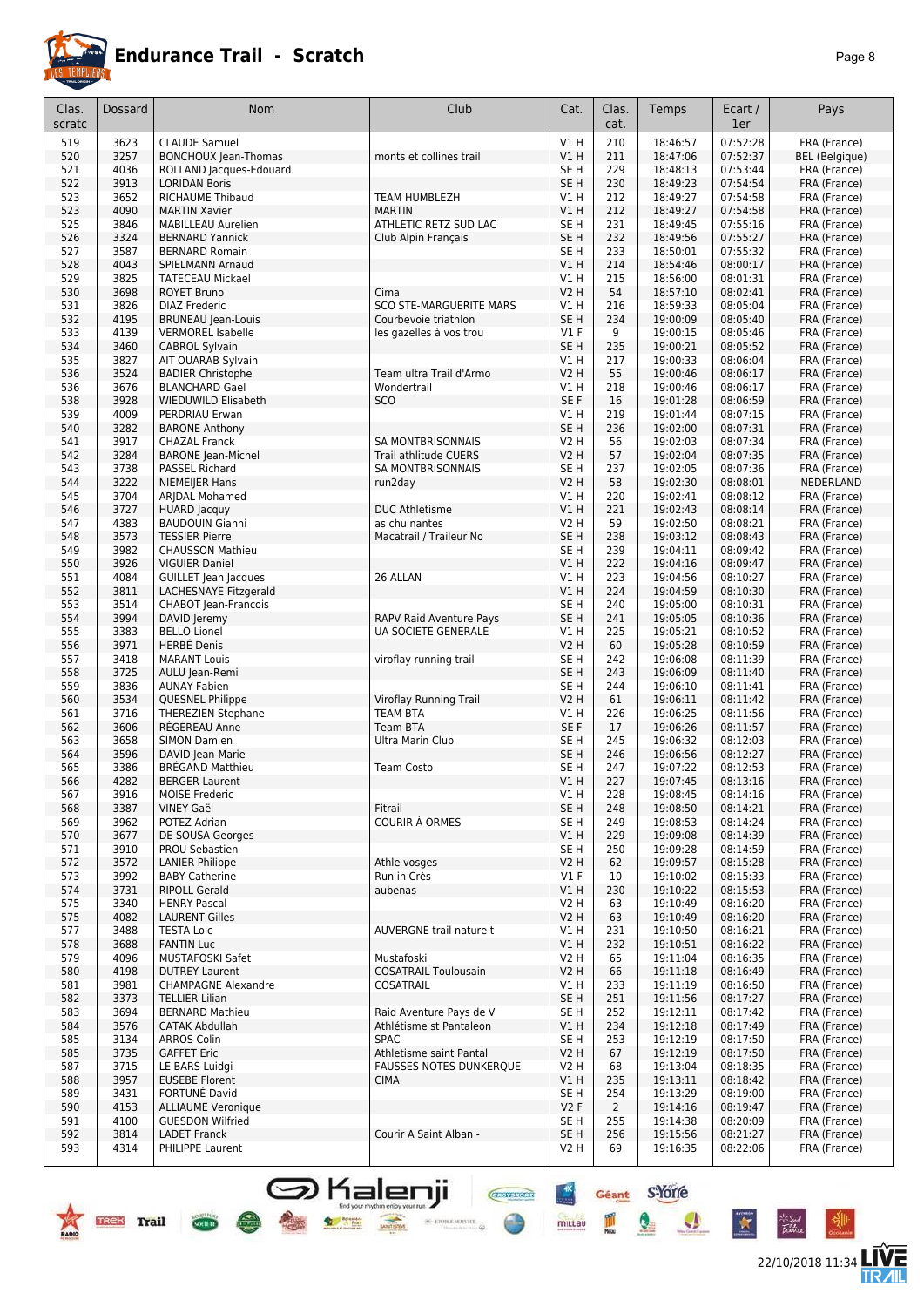# Endurance Trail - Scratch

| Clas. scratc | Dossard | Nom | Club | Cat. | Clas. cat. | Temps | Ecart / 1er | Pays |
|---|---|---|---|---|---|---|---|---|
| 519 | 3623 | CLAUDE Samuel | | V1 H | 210 | 18:46:57 | 07:52:28 | FRA (France) |
| 520 | 3257 | BONCHOUX Jean-Thomas | monts et collines trail | V1 H | 211 | 18:47:06 | 07:52:37 | BEL (Belgique) |
| 521 | 4036 | ROLLAND Jacques-Edouard | | SE H | 229 | 18:48:13 | 07:53:44 | FRA (France) |
| 522 | 3913 | LORIDAN Boris | | SE H | 230 | 18:49:23 | 07:54:54 | FRA (France) |
| 523 | 3652 | RICHAUME Thibaud | TEAM HUMBLEZH | V1 H | 212 | 18:49:27 | 07:54:58 | FRA (France) |
| 523 | 4090 | MARTIN Xavier | MARTIN | V1 H | 212 | 18:49:27 | 07:54:58 | FRA (France) |
| 525 | 3846 | MABILLEAU Aurelien | ATHLETIC RETZ SUD LAC | SE H | 231 | 18:49:45 | 07:55:16 | FRA (France) |
| 526 | 3324 | BERNARD Yannick | Club Alpin Français | SE H | 232 | 18:49:56 | 07:55:27 | FRA (France) |
| 527 | 3587 | BERNARD Romain | | SE H | 233 | 18:50:01 | 07:55:32 | FRA (France) |
| 528 | 4043 | SPIELMANN Arnaud | | V1 H | 214 | 18:54:46 | 08:00:17 | FRA (France) |
| 529 | 3825 | TATECEAU Mickael | | V1 H | 215 | 18:56:00 | 08:01:31 | FRA (France) |
| 530 | 3698 | ROYET Bruno | Cima | V2 H | 54 | 18:57:10 | 08:02:41 | FRA (France) |
| 531 | 3826 | DIAZ Frederic | SCO STE-MARGUERITE MARS | V1 H | 216 | 18:59:33 | 08:05:04 | FRA (France) |
| 532 | 4195 | BRUNEAU Jean-Louis | Courbevoie triathlon | SE H | 234 | 19:00:09 | 08:05:40 | FRA (France) |
| 533 | 4139 | VERMOREL Isabelle | les gazelles à vos trou | V1 F | 9 | 19:00:15 | 08:05:46 | FRA (France) |
| 534 | 3460 | CABROL Sylvain | | SE H | 235 | 19:00:21 | 08:05:52 | FRA (France) |
| 535 | 3827 | AIT OUARAB Sylvain | | V1 H | 217 | 19:00:33 | 08:06:04 | FRA (France) |
| 536 | 3524 | BADIER Christophe | Team ultra Trail d'Armo | V2 H | 55 | 19:00:46 | 08:06:17 | FRA (France) |
| 536 | 3676 | BLANCHARD Gael | Wondertrail | V1 H | 218 | 19:00:46 | 08:06:17 | FRA (France) |
| 538 | 3928 | WIEDUWILD Elisabeth | SCO | SE F | 16 | 19:01:28 | 08:06:59 | FRA (France) |
| 539 | 4009 | PERDRIAU Erwan | | V1 H | 219 | 19:01:44 | 08:07:15 | FRA (France) |
| 540 | 3282 | BARONE Anthony | | SE H | 236 | 19:02:00 | 08:07:31 | FRA (France) |
| 541 | 3917 | CHAZAL Franck | SA MONTBRISONNAIS | V2 H | 56 | 19:02:03 | 08:07:34 | FRA (France) |
| 542 | 3284 | BARONE Jean-Michel | Trail athlitude CUERS | V2 H | 57 | 19:02:04 | 08:07:35 | FRA (France) |
| 543 | 3738 | PASSEL Richard | SA MONTBRISONNAIS | SE H | 237 | 19:02:05 | 08:07:36 | FRA (France) |
| 544 | 3222 | NIEMEIJER Hans | run2day | V2 H | 58 | 19:02:30 | 08:08:01 | NEDERLAND |
| 545 | 3704 | ARJDAL Mohamed | | V1 H | 220 | 19:02:41 | 08:08:12 | FRA (France) |
| 546 | 3727 | HUARD Jacquy | DUC Athlétisme | V1 H | 221 | 19:02:43 | 08:08:14 | FRA (France) |
| 547 | 4383 | BAUDOUIN Gianni | as chu nantes | V2 H | 59 | 19:02:50 | 08:08:21 | FRA (France) |
| 548 | 3573 | TESSIER Pierre | Macatrail / Traileur No | SE H | 238 | 19:03:12 | 08:08:43 | FRA (France) |
| 549 | 3982 | CHAUSSON Mathieu | | SE H | 239 | 19:04:11 | 08:09:42 | FRA (France) |
| 550 | 3926 | VIGUIER Daniel | | V1 H | 222 | 19:04:16 | 08:09:47 | FRA (France) |
| 551 | 4084 | GUILLET Jean Jacques | 26 ALLAN | V1 H | 223 | 19:04:56 | 08:10:27 | FRA (France) |
| 552 | 3811 | LACHESNAYE Fitzgerald | | V1 H | 224 | 19:04:59 | 08:10:30 | FRA (France) |
| 553 | 3514 | CHABOT Jean-Francois | | SE H | 240 | 19:05:00 | 08:10:31 | FRA (France) |
| 554 | 3994 | DAVID Jeremy | RAPV Raid Aventure Pays | SE H | 241 | 19:05:05 | 08:10:36 | FRA (France) |
| 555 | 3383 | BELLO Lionel | UA SOCIETE GENERALE | V1 H | 225 | 19:05:21 | 08:10:52 | FRA (France) |
| 556 | 3971 | HERBÉ Denis | | V2 H | 60 | 19:05:28 | 08:10:59 | FRA (France) |
| 557 | 3418 | MARANT Louis | viroflay running trail | SE H | 242 | 19:06:08 | 08:11:39 | FRA (France) |
| 558 | 3725 | AULU Jean-Remi | | SE H | 243 | 19:06:09 | 08:11:40 | FRA (France) |
| 559 | 3836 | AUNAY Fabien | | SE H | 244 | 19:06:10 | 08:11:41 | FRA (France) |
| 560 | 3534 | QUESNEL Philippe | Viroflay Running Trail | V2 H | 61 | 19:06:11 | 08:11:42 | FRA (France) |
| 561 | 3716 | THEREZIEN Stephane | TEAM BTA | V1 H | 226 | 19:06:25 | 08:11:56 | FRA (France) |
| 562 | 3606 | RÉGEREAU Anne | Team BTA | SE F | 17 | 19:06:26 | 08:11:57 | FRA (France) |
| 563 | 3658 | SIMON Damien | Ultra Marin Club | SE H | 245 | 19:06:32 | 08:12:03 | FRA (France) |
| 564 | 3596 | DAVID Jean-Marie | | SE H | 246 | 19:06:56 | 08:12:27 | FRA (France) |
| 565 | 3386 | BRÉGAND Matthieu | Team Costo | SE H | 247 | 19:07:22 | 08:12:53 | FRA (France) |
| 566 | 4282 | BERGER Laurent | | V1 H | 227 | 19:07:45 | 08:13:16 | FRA (France) |
| 567 | 3916 | MOISE Frederic | | V1 H | 228 | 19:08:45 | 08:14:16 | FRA (France) |
| 568 | 3387 | VINEY Gaël | Fitrail | SE H | 248 | 19:08:50 | 08:14:21 | FRA (France) |
| 569 | 3962 | POTEZ Adrian | COURIR À ORMES | SE H | 249 | 19:08:53 | 08:14:24 | FRA (France) |
| 570 | 3677 | DE SOUSA Georges | | V1 H | 229 | 19:09:08 | 08:14:39 | FRA (France) |
| 571 | 3910 | PROU Sebastien | | SE H | 250 | 19:09:28 | 08:14:59 | FRA (France) |
| 572 | 3572 | LANIER Philippe | Athle vosges | V2 H | 62 | 19:09:57 | 08:15:28 | FRA (France) |
| 573 | 3992 | BABY Catherine | Run in Crès | V1 F | 10 | 19:10:02 | 08:15:33 | FRA (France) |
| 574 | 3731 | RIPOLL Gerald | aubenas | V1 H | 230 | 19:10:22 | 08:15:53 | FRA (France) |
| 575 | 3340 | HENRY Pascal | | V2 H | 63 | 19:10:49 | 08:16:20 | FRA (France) |
| 575 | 4082 | LAURENT Gilles | | V2 H | 63 | 19:10:49 | 08:16:20 | FRA (France) |
| 577 | 3488 | TESTA Loic | AUVERGNE trail nature t | V1 H | 231 | 19:10:50 | 08:16:21 | FRA (France) |
| 578 | 3688 | FANTIN Luc | | V1 H | 232 | 19:10:51 | 08:16:22 | FRA (France) |
| 579 | 4096 | MUSTAFOSKI Safet | Mustafoski | V2 H | 65 | 19:11:04 | 08:16:35 | FRA (France) |
| 580 | 4198 | DUTREY Laurent | COSATRAIL Toulousain | V2 H | 66 | 19:11:18 | 08:16:49 | FRA (France) |
| 581 | 3981 | CHAMPAGNE Alexandre | COSATRAIL | V1 H | 233 | 19:11:19 | 08:16:50 | FRA (France) |
| 582 | 3373 | TELLIER Lilian | | SE H | 251 | 19:11:56 | 08:17:27 | FRA (France) |
| 583 | 3694 | BERNARD Mathieu | Raid Aventure Pays de V | SE H | 252 | 19:12:11 | 08:17:42 | FRA (France) |
| 584 | 3576 | CATAK Abdullah | Athlétisme st Pantaleon | V1 H | 234 | 19:12:18 | 08:17:49 | FRA (France) |
| 585 | 3134 | ARROS Colin | SPAC | SE H | 253 | 19:12:19 | 08:17:50 | FRA (France) |
| 585 | 3735 | GAFFET Eric | Athletisme saint Pantal | V2 H | 67 | 19:12:19 | 08:17:50 | FRA (France) |
| 587 | 3715 | LE BARS Luidgi | FAUSSES NOTES DUNKERQUE | V2 H | 68 | 19:13:04 | 08:18:35 | FRA (France) |
| 588 | 3957 | EUSEBE Florent | CIMA | V1 H | 235 | 19:13:11 | 08:18:42 | FRA (France) |
| 589 | 3431 | FORTUNÉ David | | SE H | 254 | 19:13:29 | 08:19:00 | FRA (France) |
| 590 | 4153 | ALLIAUME Veronique | | V2 F | 2 | 19:14:16 | 08:19:47 | FRA (France) |
| 591 | 4100 | GUESDON Wilfried | | SE H | 255 | 19:14:38 | 08:20:09 | FRA (France) |
| 592 | 3814 | LADET Franck | Courir A Saint Alban - | SE H | 256 | 19:15:56 | 08:21:27 | FRA (France) |
| 593 | 4314 | PHILIPPE Laurent | | V2 H | 69 | 19:16:35 | 08:22:06 | FRA (France) |

22/10/2018 11:34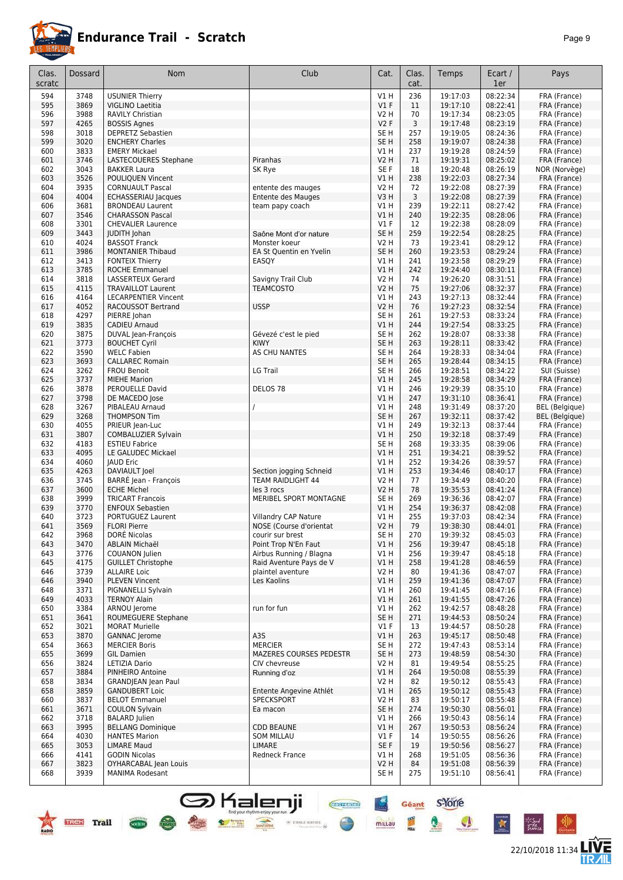# Endurance Trail - Scratch

| Clas. scratc | Dossard | Nom | Club | Cat. | Clas. cat. | Temps | Ecart / 1er | Pays |
|---|---|---|---|---|---|---|---|---|
| 594 | 3748 | USUNIER Thierry | | V1 H | 236 | 19:17:03 | 08:22:34 | FRA (France) |
| 595 | 3869 | VIGLINO Laetitia | | V1 F | 11 | 19:17:10 | 08:22:41 | FRA (France) |
| 596 | 3988 | RAVILY Christian | | V2 H | 70 | 19:17:34 | 08:23:05 | FRA (France) |
| 597 | 4265 | BOSSIS Agnes | | V2 F | 3 | 19:17:48 | 08:23:19 | FRA (France) |
| 598 | 3018 | DEPRETZ Sebastien | | SE H | 257 | 19:19:05 | 08:24:36 | FRA (France) |
| 599 | 3020 | ENCHERY Charles | | SE H | 258 | 19:19:07 | 08:24:38 | FRA (France) |
| 600 | 3833 | EMERY Mickael | | V1 H | 237 | 19:19:28 | 08:24:59 | FRA (France) |
| 601 | 3746 | LASTECOUERES Stephane | Piranhas | V2 H | 71 | 19:19:31 | 08:25:02 | FRA (France) |
| 602 | 3043 | BAKKER Laura | SK Rye | SE F | 18 | 19:20:48 | 08:26:19 | NOR (Norvège) |
| 603 | 3526 | POULIQUEN Vincent | | V1 H | 238 | 19:22:03 | 08:27:34 | FRA (France) |
| 604 | 3935 | CORNUAULT Pascal | entente des mauges | V2 H | 72 | 19:22:08 | 08:27:39 | FRA (France) |
| 604 | 4004 | ECHASSERIAU Jacques | Entente des Mauges | V3 H | 3 | 19:22:08 | 08:27:39 | FRA (France) |
| 606 | 3681 | BRONDEAU Laurent | team papy coach | V1 H | 239 | 19:22:11 | 08:27:42 | FRA (France) |
| 607 | 3546 | CHARASSON Pascal | | V1 H | 240 | 19:22:35 | 08:28:06 | FRA (France) |
| 608 | 3301 | CHEVALIER Laurence | | V1 F | 12 | 19:22:38 | 08:28:09 | FRA (France) |
| 609 | 3443 | JUDITH Johan | Saône Mont d'or nature | SE H | 259 | 19:22:54 | 08:28:25 | FRA (France) |
| 610 | 4024 | BASSOT Franck | Monster koeur | V2 H | 73 | 19:23:41 | 08:29:12 | FRA (France) |
| 611 | 3986 | MONTANIER Thibaud | EA St Quentin en Yvelin | SE H | 260 | 19:23:53 | 08:29:24 | FRA (France) |
| 612 | 3413 | FONTEIX Thierry | EASQY | V1 H | 241 | 19:23:58 | 08:29:29 | FRA (France) |
| 613 | 3785 | ROCHE Emmanuel | | V1 H | 242 | 19:24:40 | 08:30:11 | FRA (France) |
| 614 | 3818 | LASSERTEUX Gerard | Savigny Trail Club | V2 H | 74 | 19:26:20 | 08:31:51 | FRA (France) |
| 615 | 4115 | TRAVAILLOT Laurent | TEAMCOSTO | V2 H | 75 | 19:27:06 | 08:32:37 | FRA (France) |
| 616 | 4164 | LECARPENTIER Vincent | | V1 H | 243 | 19:27:13 | 08:32:44 | FRA (France) |
| 617 | 4052 | RACOUSSOT Bertrand | USSP | V2 H | 76 | 19:27:23 | 08:32:54 | FRA (France) |
| 618 | 4297 | PIERRE Johan | | SE H | 261 | 19:27:53 | 08:33:24 | FRA (France) |
| 619 | 3835 | CADIEU Arnaud | | V1 H | 244 | 19:27:54 | 08:33:25 | FRA (France) |
| 620 | 3875 | DUVAL Jean-François | Gévezé c'est le pied | SE H | 262 | 19:28:07 | 08:33:38 | FRA (France) |
| 621 | 3773 | BOUCHET Cyril | KIWY | SE H | 263 | 19:28:11 | 08:33:42 | FRA (France) |
| 622 | 3590 | WELC Fabien | AS CHU NANTES | SE H | 264 | 19:28:33 | 08:34:04 | FRA (France) |
| 623 | 3693 | CALLAREC Romain | | SE H | 265 | 19:28:44 | 08:34:15 | FRA (France) |
| 624 | 3262 | FROU Benoit | LG Trail | SE H | 266 | 19:28:51 | 08:34:22 | SUI (Suisse) |
| 625 | 3737 | MIEHE Marion | | V1 H | 245 | 19:28:58 | 08:34:29 | FRA (France) |
| 626 | 3878 | PEROUELLE David | DELOS 78 | V1 H | 246 | 19:29:39 | 08:35:10 | FRA (France) |
| 627 | 3798 | DE MACEDO Jose | | V1 H | 247 | 19:31:10 | 08:36:41 | FRA (France) |
| 628 | 3267 | PIBALEAU Arnaud | / | V1 H | 248 | 19:31:49 | 08:37:20 | BEL (Belgique) |
| 629 | 3268 | THOMPSON Tim | | SE H | 267 | 19:32:11 | 08:37:42 | BEL (Belgique) |
| 630 | 4055 | PRIEUR Jean-Luc | | V1 H | 249 | 19:32:13 | 08:37:44 | FRA (France) |
| 631 | 3807 | COMBALUZIER Sylvain | | V1 H | 250 | 19:32:18 | 08:37:49 | FRA (France) |
| 632 | 4183 | ESTIEU Fabrice | | SE H | 268 | 19:33:35 | 08:39:06 | FRA (France) |
| 633 | 4095 | LE GALUDEC Mickael | | V1 H | 251 | 19:34:21 | 08:39:52 | FRA (France) |
| 634 | 4060 | JAUD Eric | | V1 H | 252 | 19:34:26 | 08:39:57 | FRA (France) |
| 635 | 4263 | DAVIAULT Joel | Section jogging Schneid | V1 H | 253 | 19:34:46 | 08:40:17 | FRA (France) |
| 636 | 3745 | BARRÉ Jean - François | TEAM RAIDLIGHT 44 | V2 H | 77 | 19:34:49 | 08:40:20 | FRA (France) |
| 637 | 3600 | ECHE Michel | les 3 rocs | V2 H | 78 | 19:35:53 | 08:41:24 | FRA (France) |
| 638 | 3999 | TRICART Francois | MERIBEL SPORT MONTAGNE | SE H | 269 | 19:36:36 | 08:42:07 | FRA (France) |
| 639 | 3770 | ENFOUX Sebastien | | V1 H | 254 | 19:36:37 | 08:42:08 | FRA (France) |
| 640 | 3723 | PORTUGUEZ Laurent | Villandry CAP Nature | V1 H | 255 | 19:37:03 | 08:42:34 | FRA (France) |
| 641 | 3569 | FLORI Pierre | NOSE (Course d'orientat | V2 H | 79 | 19:38:30 | 08:44:01 | FRA (France) |
| 642 | 3968 | DORÉ Nicolas | courir sur brest | SE H | 270 | 19:39:32 | 08:45:03 | FRA (France) |
| 643 | 3470 | ABLAIN Michaël | Point Trop N'En Faut | V1 H | 256 | 19:39:47 | 08:45:18 | FRA (France) |
| 643 | 3776 | COUANON Julien | Airbus Running / Blagna | V1 H | 256 | 19:39:47 | 08:45:18 | FRA (France) |
| 645 | 4175 | GUILLET Christophe | Raid Aventure Pays de V | V1 H | 258 | 19:41:28 | 08:46:59 | FRA (France) |
| 646 | 3739 | ALLAIRE Loic | plaintel aventure | V2 H | 80 | 19:41:36 | 08:47:07 | FRA (France) |
| 646 | 3940 | PLEVEN Vincent | Les Kaolins | V1 H | 259 | 19:41:36 | 08:47:07 | FRA (France) |
| 648 | 3371 | PIGNANELLI Sylvain | | V1 H | 260 | 19:41:45 | 08:47:16 | FRA (France) |
| 649 | 4033 | TERNOY Alain | | V1 H | 261 | 19:41:55 | 08:47:26 | FRA (France) |
| 650 | 3384 | ARNOU Jerome | run for fun | V1 H | 262 | 19:42:57 | 08:48:28 | FRA (France) |
| 651 | 3641 | ROUMEGUERE Stephane | | SE H | 271 | 19:44:53 | 08:50:24 | FRA (France) |
| 652 | 3021 | MORAT Murielle | | V1 F | 13 | 19:44:57 | 08:50:28 | FRA (France) |
| 653 | 3870 | GANNAC Jerome | A3S | V1 H | 263 | 19:45:17 | 08:50:48 | FRA (France) |
| 654 | 3663 | MERCIER Boris | MERCIER | SE H | 272 | 19:47:43 | 08:53:14 | FRA (France) |
| 655 | 3699 | GIL Damien | MAZERES COURSES PEDESTR | SE H | 273 | 19:48:59 | 08:54:30 | FRA (France) |
| 656 | 3824 | LETIZIA Dario | CIV chevreuse | V2 H | 81 | 19:49:54 | 08:55:25 | FRA (France) |
| 657 | 3884 | PINHEIRO Antoine | Running d'oz | V1 H | 264 | 19:50:08 | 08:55:39 | FRA (France) |
| 658 | 3834 | GRANDJEAN Jean Paul | | V2 H | 82 | 19:50:12 | 08:55:43 | FRA (France) |
| 658 | 3859 | GANDUBERT Loic | Entente Angevine Athlét | V1 H | 265 | 19:50:12 | 08:55:43 | FRA (France) |
| 660 | 3837 | BELOT Emmanuel | SPECKSPORT | V2 H | 83 | 19:50:17 | 08:55:48 | FRA (France) |
| 661 | 3671 | COULON Sylvain | Ea macon | SE H | 274 | 19:50:30 | 08:56:01 | FRA (France) |
| 662 | 3718 | BALARD Julien | | V1 H | 266 | 19:50:43 | 08:56:14 | FRA (France) |
| 663 | 3995 | BELLANG Dominique | CDD BEAUNE | V1 H | 267 | 19:50:53 | 08:56:24 | FRA (France) |
| 664 | 4030 | HANTES Marion | SOM MILLAU | V1 F | 14 | 19:50:55 | 08:56:26 | FRA (France) |
| 665 | 3053 | LIMARE Maud | LIMARE | SE F | 19 | 19:50:56 | 08:56:27 | FRA (France) |
| 666 | 4141 | GODIN Nicolas | Redneck France | V1 H | 268 | 19:51:05 | 08:56:36 | FRA (France) |
| 667 | 3823 | OYHARCABAL Jean Louis | | V2 H | 84 | 19:51:08 | 08:56:39 | FRA (France) |
| 668 | 3939 | MANIMA Rodesant | | SE H | 275 | 19:51:10 | 08:56:41 | FRA (France) |

22/10/2018 11:34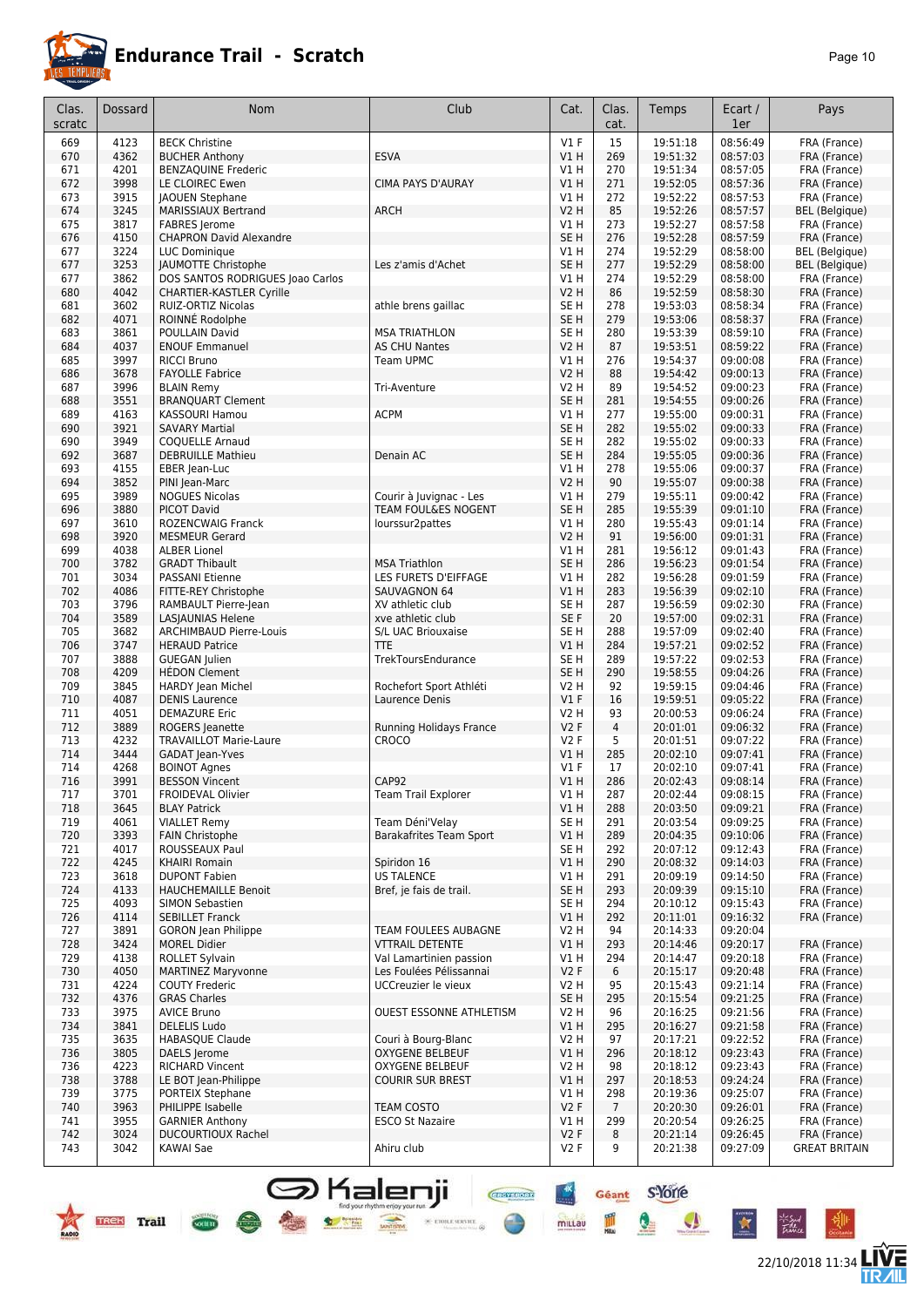# Endurance Trail - Scratch

| Clas. scratc | Dossard | Nom | Club | Cat. | Clas. cat. | Temps | Ecart / 1er | Pays |
|---|---|---|---|---|---|---|---|---|
| 669 | 4123 | BECK Christine | | V1 F | 15 | 19:51:18 | 08:56:49 | FRA (France) |
| 670 | 4362 | BUCHER Anthony | ESVA | V1 H | 269 | 19:51:32 | 08:57:03 | FRA (France) |
| 671 | 4201 | BENZAQUINE Frederic | | V1 H | 270 | 19:51:34 | 08:57:05 | FRA (France) |
| 672 | 3998 | LE CLOIREC Ewen | CIMA PAYS D'AURAY | V1 H | 271 | 19:52:05 | 08:57:36 | FRA (France) |
| 673 | 3915 | JAOUEN Stephane | | V1 H | 272 | 19:52:22 | 08:57:53 | FRA (France) |
| 674 | 3245 | MARISSIAUX Bertrand | ARCH | V2 H | 85 | 19:52:26 | 08:57:57 | BEL (Belgique) |
| 675 | 3817 | FABRES Jerome | | V1 H | 273 | 19:52:27 | 08:57:58 | FRA (France) |
| 676 | 4150 | CHAPRON David Alexandre | | SE H | 276 | 19:52:28 | 08:57:59 | FRA (France) |
| 677 | 3224 | LUC Dominique | | V1 H | 274 | 19:52:29 | 08:58:00 | BEL (Belgique) |
| 677 | 3253 | JAUMOTTE Christophe | Les z'amis d'Achet | SE H | 277 | 19:52:29 | 08:58:00 | BEL (Belgique) |
| 677 | 3862 | DOS SANTOS RODRIGUES Joao Carlos | | V1 H | 274 | 19:52:29 | 08:58:00 | FRA (France) |
| 680 | 4042 | CHARTIER-KASTLER Cyrille | | V2 H | 86 | 19:52:59 | 08:58:30 | FRA (France) |
| 681 | 3602 | RUIZ-ORTIZ Nicolas | athle brens gaillac | SE H | 278 | 19:53:03 | 08:58:34 | FRA (France) |
| 682 | 4071 | ROINNÉ Rodolphe | | SE H | 279 | 19:53:06 | 08:58:37 | FRA (France) |
| 683 | 3861 | POULLAIN David | MSA TRIATHLON | SE H | 280 | 19:53:39 | 08:59:10 | FRA (France) |
| 684 | 4037 | ENOUF Emmanuel | AS CHU Nantes | V2 H | 87 | 19:53:51 | 08:59:22 | FRA (France) |
| 685 | 3997 | RICCI Bruno | Team UPMC | V1 H | 276 | 19:54:37 | 09:00:08 | FRA (France) |
| 686 | 3678 | FAYOLLE Fabrice | | V2 H | 88 | 19:54:42 | 09:00:13 | FRA (France) |
| 687 | 3996 | BLAIN Remy | Tri-Aventure | V2 H | 89 | 19:54:52 | 09:00:23 | FRA (France) |
| 688 | 3551 | BRANQUART Clement | | SE H | 281 | 19:54:55 | 09:00:26 | FRA (France) |
| 689 | 4163 | KASSOURI Hamou | ACPM | V1 H | 277 | 19:55:00 | 09:00:31 | FRA (France) |
| 690 | 3921 | SAVARY Martial | | SE H | 282 | 19:55:02 | 09:00:33 | FRA (France) |
| 690 | 3949 | COQUELLE Arnaud | | SE H | 282 | 19:55:02 | 09:00:33 | FRA (France) |
| 692 | 3687 | DEBRUILLE Mathieu | Denain AC | SE H | 284 | 19:55:05 | 09:00:36 | FRA (France) |
| 693 | 4155 | EBER Jean-Luc | | V1 H | 278 | 19:55:06 | 09:00:37 | FRA (France) |
| 694 | 3852 | PINI Jean-Marc | | V2 H | 90 | 19:55:07 | 09:00:38 | FRA (France) |
| 695 | 3989 | NOGUES Nicolas | Courir à Juvignac - Les | V1 H | 279 | 19:55:11 | 09:00:42 | FRA (France) |
| 696 | 3880 | PICOT David | TEAM FOUL&ES NOGENT | SE H | 285 | 19:55:39 | 09:01:10 | FRA (France) |
| 697 | 3610 | ROZENCWAIG Franck | lourssur2pattes | V1 H | 280 | 19:55:43 | 09:01:14 | FRA (France) |
| 698 | 3920 | MESMEUR Gerard | | V2 H | 91 | 19:56:00 | 09:01:31 | FRA (France) |
| 699 | 4038 | ALBER Lionel | | V1 H | 281 | 19:56:12 | 09:01:43 | FRA (France) |
| 700 | 3782 | GRADT Thibault | MSA Triathlon | SE H | 286 | 19:56:23 | 09:01:54 | FRA (France) |
| 701 | 3034 | PASSANI Etienne | LES FURETS D'EIFFAGE | V1 H | 282 | 19:56:28 | 09:01:59 | FRA (France) |
| 702 | 4086 | FITTE-REY Christophe | SAUVAGNON 64 | V1 H | 283 | 19:56:39 | 09:02:10 | FRA (France) |
| 703 | 3796 | RAMBAULT Pierre-Jean | XV athletic club | SE H | 287 | 19:56:59 | 09:02:30 | FRA (France) |
| 704 | 3589 | LASJAUNIAS Helene | xve athletic club | SE F | 20 | 19:57:00 | 09:02:31 | FRA (France) |
| 705 | 3682 | ARCHIMBAUD Pierre-Louis | S/L UAC Briouxaise | SE H | 288 | 19:57:09 | 09:02:40 | FRA (France) |
| 706 | 3747 | HERAUD Patrice | TTE | V1 H | 284 | 19:57:21 | 09:02:52 | FRA (France) |
| 707 | 3888 | GUEGAN Julien | TrekToursEndurance | SE H | 289 | 19:57:22 | 09:02:53 | FRA (France) |
| 708 | 4209 | HÉDON Clement | | SE H | 290 | 19:58:55 | 09:04:26 | FRA (France) |
| 709 | 3845 | HARDY Jean Michel | Rochefort Sport Athléti | V2 H | 92 | 19:59:15 | 09:04:46 | FRA (France) |
| 710 | 4087 | DENIS Laurence | Laurence Denis | V1 F | 16 | 19:59:51 | 09:05:22 | FRA (France) |
| 711 | 4051 | DEMAZURE Eric | | V2 H | 93 | 20:00:53 | 09:06:24 | FRA (France) |
| 712 | 3889 | ROGERS Jeanette | Running Holidays France | V2 F | 4 | 20:01:01 | 09:06:32 | FRA (France) |
| 713 | 4232 | TRAVAILLOT Marie-Laure | CROCO | V2 F | 5 | 20:01:51 | 09:07:22 | FRA (France) |
| 714 | 3444 | GADAT Jean-Yves | | V1 H | 285 | 20:02:10 | 09:07:41 | FRA (France) |
| 714 | 4268 | BOINOT Agnes | | V1 F | 17 | 20:02:10 | 09:07:41 | FRA (France) |
| 716 | 3991 | BESSON Vincent | CAP92 | V1 H | 286 | 20:02:43 | 09:08:14 | FRA (France) |
| 717 | 3701 | FROIDEVAL Olivier | Team Trail Explorer | V1 H | 287 | 20:02:44 | 09:08:15 | FRA (France) |
| 718 | 3645 | BLAY Patrick | | V1 H | 288 | 20:03:50 | 09:09:21 | FRA (France) |
| 719 | 4061 | VIALLET Remy | Team Déni'Velay | SE H | 291 | 20:03:54 | 09:09:25 | FRA (France) |
| 720 | 3393 | FAIN Christophe | Barakafrites Team Sport | V1 H | 289 | 20:04:35 | 09:10:06 | FRA (France) |
| 721 | 4017 | ROUSSEAUX Paul | | SE H | 292 | 20:07:12 | 09:12:43 | FRA (France) |
| 722 | 4245 | KHAIRI Romain | Spiridon 16 | V1 H | 290 | 20:08:32 | 09:14:03 | FRA (France) |
| 723 | 3618 | DUPONT Fabien | US TALENCE | V1 H | 291 | 20:09:19 | 09:14:50 | FRA (France) |
| 724 | 4133 | HAUCHEMAILLE Benoit | Bref, je fais de trail. | SE H | 293 | 20:09:39 | 09:15:10 | FRA (France) |
| 725 | 4093 | SIMON Sebastien | | SE H | 294 | 20:10:12 | 09:15:43 | FRA (France) |
| 726 | 4114 | SEBILLET Franck | | V1 H | 292 | 20:11:01 | 09:16:32 | FRA (France) |
| 727 | 3891 | GORON Jean Philippe | TEAM FOULEES AUBAGNE | V2 H | 94 | 20:14:33 | 09:20:04 | |
| 728 | 3424 | MOREL Didier | VTTRAIL DETENTE | V1 H | 293 | 20:14:46 | 09:20:17 | FRA (France) |
| 729 | 4138 | ROLLET Sylvain | Val Lamartinien passion | V1 H | 294 | 20:14:47 | 09:20:18 | FRA (France) |
| 730 | 4050 | MARTINEZ Maryvonne | Les Foulées Pélissannai | V2 F | 6 | 20:15:17 | 09:20:48 | FRA (France) |
| 731 | 4224 | COUTY Frederic | UCCreuzier le vieux | V2 H | 95 | 20:15:43 | 09:21:14 | FRA (France) |
| 732 | 4376 | GRAS Charles | | SE H | 295 | 20:15:54 | 09:21:25 | FRA (France) |
| 733 | 3975 | AVICE Bruno | OUEST ESSONNE ATHLETISM | V2 H | 96 | 20:16:25 | 09:21:56 | FRA (France) |
| 734 | 3841 | DELELIS Ludo | | V1 H | 295 | 20:16:27 | 09:21:58 | FRA (France) |
| 735 | 3635 | HABASQUE Claude | Couri à Bourg-Blanc | V2 H | 97 | 20:17:21 | 09:22:52 | FRA (France) |
| 736 | 3805 | DAELS Jerome | OXYGENE BELBEUF | V1 H | 296 | 20:18:12 | 09:23:43 | FRA (France) |
| 736 | 4223 | RICHARD Vincent | OXYGENE BELBEUF | V2 H | 98 | 20:18:12 | 09:23:43 | FRA (France) |
| 738 | 3788 | LE BOT Jean-Philippe | COURIR SUR BREST | V1 H | 297 | 20:18:53 | 09:24:24 | FRA (France) |
| 739 | 3775 | PORTEIX Stephane | | V1 H | 298 | 20:19:36 | 09:25:07 | FRA (France) |
| 740 | 3963 | PHILIPPE Isabelle | TEAM COSTO | V2 F | 7 | 20:20:30 | 09:26:01 | FRA (France) |
| 741 | 3955 | GARNIER Anthony | ESCO St Nazaire | V1 H | 299 | 20:20:54 | 09:26:25 | FRA (France) |
| 742 | 3024 | DUCOURTIOUX Rachel | | V2 F | 8 | 20:21:14 | 09:26:45 | FRA (France) |
| 743 | 3042 | KAWAI Sae | Ahiru club | V2 F | 9 | 20:21:38 | 09:27:09 | GREAT BRITAIN |

22/10/2018 11:34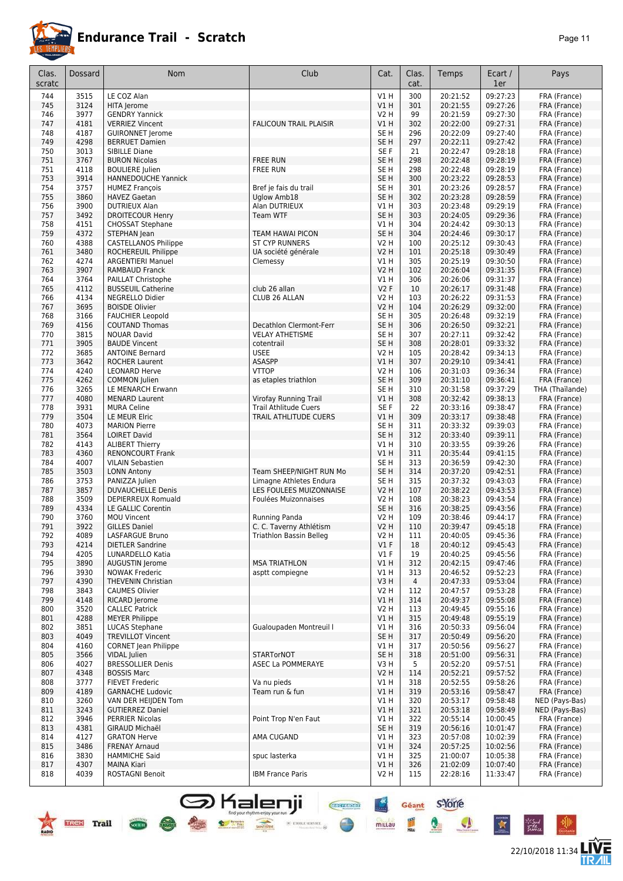# Endurance Trail - Scratch

| Clas. scratc | Dossard | Nom | Club | Cat. | Clas. cat. | Temps | Ecart / 1er | Pays |
|---|---|---|---|---|---|---|---|---|
| 744 | 3515 | LE COZ Alan | | V1 H | 300 | 20:21:52 | 09:27:23 | FRA (France) |
| 745 | 3124 | HITA Jerome | | V1 H | 301 | 20:21:55 | 09:27:26 | FRA (France) |
| 746 | 3977 | GENDRY Yannick | | V2 H | 99 | 20:21:59 | 09:27:30 | FRA (France) |
| 747 | 4181 | VERRIEZ Vincent | FALICOUN TRAIL PLAISIR | V1 H | 302 | 20:22:00 | 09:27:31 | FRA (France) |
| 748 | 4187 | GUIRONNET Jerome | | SE H | 296 | 20:22:09 | 09:27:40 | FRA (France) |
| 749 | 4298 | BERRUET Damien | | SE H | 297 | 20:22:11 | 09:27:42 | FRA (France) |
| 750 | 3013 | SIBILLE Diane | | SE F | 21 | 20:22:47 | 09:28:18 | FRA (France) |
| 751 | 3767 | BURON Nicolas | FREE RUN | SE H | 298 | 20:22:48 | 09:28:19 | FRA (France) |
| 751 | 4118 | BOULIERE Julien | FREE RUN | SE H | 298 | 20:22:48 | 09:28:19 | FRA (France) |
| 753 | 3914 | HANNEDOUCHE Yannick | | SE H | 300 | 20:23:22 | 09:28:53 | FRA (France) |
| 754 | 3757 | HUMEZ François | Bref je fais du trail | SE H | 301 | 20:23:26 | 09:28:57 | FRA (France) |
| 755 | 3860 | HAVEZ Gaetan | Uglow Amb18 | SE H | 302 | 20:23:28 | 09:28:59 | FRA (France) |
| 756 | 3900 | DUTRIEUX Alan | Alan DUTRIEUX | V1 H | 303 | 20:23:48 | 09:29:19 | FRA (France) |
| 757 | 3492 | DROITECOUR Henry | Team WTF | SE H | 303 | 20:24:05 | 09:29:36 | FRA (France) |
| 758 | 4151 | CHOSSAT Stephane | | V1 H | 304 | 20:24:42 | 09:30:13 | FRA (France) |
| 759 | 4372 | STEPHAN Jean | TEAM HAWAI PICON | SE H | 304 | 20:24:46 | 09:30:17 | FRA (France) |
| 760 | 4388 | CASTELLANOS Philippe | ST CYP RUNNERS | V2 H | 100 | 20:25:12 | 09:30:43 | FRA (France) |
| 761 | 3480 | ROCHEREUIL Philippe | UA société générale | V2 H | 101 | 20:25:18 | 09:30:49 | FRA (France) |
| 762 | 4274 | ARGENTIERI Manuel | Clemessy | V1 H | 305 | 20:25:19 | 09:30:50 | FRA (France) |
| 763 | 3907 | RAMBAUD Franck | | V2 H | 102 | 20:26:04 | 09:31:35 | FRA (France) |
| 764 | 3764 | PAILLAT Christophe | | V1 H | 306 | 20:26:06 | 09:31:37 | FRA (France) |
| 765 | 4112 | BUSSEUIL Catherine | club 26 allan | V2 F | 10 | 20:26:17 | 09:31:48 | FRA (France) |
| 766 | 4134 | NEGRELLO Didier | CLUB 26 ALLAN | V2 H | 103 | 20:26:22 | 09:31:53 | FRA (France) |
| 767 | 3695 | BOISDE Olivier | | V2 H | 104 | 20:26:29 | 09:32:00 | FRA (France) |
| 768 | 3166 | FAUCHIER Leopold | | SE H | 305 | 20:26:48 | 09:32:19 | FRA (France) |
| 769 | 4156 | COUTAND Thomas | Decathlon Clermont-Ferr | SE H | 306 | 20:26:50 | 09:32:21 | FRA (France) |
| 770 | 3815 | NOUAR David | VELAY ATHETISME | SE H | 307 | 20:27:11 | 09:32:42 | FRA (France) |
| 771 | 3905 | BAUDE Vincent | cotentrail | SE H | 308 | 20:28:01 | 09:33:32 | FRA (France) |
| 772 | 3685 | ANTOINE Bernard | USEE | V2 H | 105 | 20:28:42 | 09:34:13 | FRA (France) |
| 773 | 3642 | ROCHER Laurent | ASASPP | V1 H | 307 | 20:29:10 | 09:34:41 | FRA (France) |
| 774 | 4240 | LEONARD Herve | VTTOP | V2 H | 106 | 20:31:03 | 09:36:34 | FRA (France) |
| 775 | 4262 | COMMON Julien | as etaples triathlon | SE H | 309 | 20:31:10 | 09:36:41 | FRA (France) |
| 776 | 3265 | LE MENARCH Erwann | | SE H | 310 | 20:31:58 | 09:37:29 | THA (Thaïlande) |
| 777 | 4080 | MENARD Laurent | Virofay Running Trail | V1 H | 308 | 20:32:42 | 09:38:13 | FRA (France) |
| 778 | 3931 | MURA Celine | Trail Athltude Cuers | SE F | 22 | 20:33:16 | 09:38:47 | FRA (France) |
| 779 | 3504 | LE MEUR Elric | TRAIL ATHLITUDE CUERS | V1 H | 309 | 20:33:17 | 09:38:48 | FRA (France) |
| 780 | 4073 | MARION Pierre | | SE H | 311 | 20:33:32 | 09:39:03 | FRA (France) |
| 781 | 3564 | LOIRET David | | SE H | 312 | 20:33:40 | 09:39:11 | FRA (France) |
| 782 | 4143 | ALIBERT Thierry | | V1 H | 310 | 20:33:55 | 09:39:26 | FRA (France) |
| 783 | 4360 | RENONCOURT Frank | | V1 H | 311 | 20:35:44 | 09:41:15 | FRA (France) |
| 784 | 4007 | VILAIN Sebastien | | SE H | 313 | 20:36:59 | 09:42:30 | FRA (France) |
| 785 | 3503 | LONN Antony | Team SHEEP/NIGHT RUN Mo | SE H | 314 | 20:37:20 | 09:42:51 | FRA (France) |
| 786 | 3753 | PANIZZA Julien | Limagne Athletes Endura | SE H | 315 | 20:37:32 | 09:43:03 | FRA (France) |
| 787 | 3857 | DUVAUCHELLE Denis | LES FOULEES MUIZONNAISE | V2 H | 107 | 20:38:22 | 09:43:53 | FRA (France) |
| 788 | 3509 | DEPIERREUX Romuald | Foulées Muizonnaises | V2 H | 108 | 20:38:23 | 09:43:54 | FRA (France) |
| 789 | 4334 | LE GALLIC Corentin | | SE H | 316 | 20:38:25 | 09:43:56 | FRA (France) |
| 790 | 3760 | MOU Vincent | Running Panda | V2 H | 109 | 20:38:46 | 09:44:17 | FRA (France) |
| 791 | 3922 | GILLES Daniel | C. C. Taverny Athlétism | V2 H | 110 | 20:39:47 | 09:45:18 | FRA (France) |
| 792 | 4089 | LASFARGUE Bruno | Triathlon Bassin Belleg | V2 H | 111 | 20:40:05 | 09:45:36 | FRA (France) |
| 793 | 4214 | DIETLER Sandrine | | V1 F | 18 | 20:40:12 | 09:45:43 | FRA (France) |
| 794 | 4205 | LUNARDELLO Katia | | V1 F | 19 | 20:40:25 | 09:45:56 | FRA (France) |
| 795 | 3890 | AUGUSTIN Jerome | MSA TRIATHLON | V1 H | 312 | 20:42:15 | 09:47:46 | FRA (France) |
| 796 | 3930 | NOWAK Frederic | asptt compiegne | V1 H | 313 | 20:46:52 | 09:52:23 | FRA (France) |
| 797 | 4390 | THEVENIN Christian | | V3 H | 4 | 20:47:33 | 09:53:04 | FRA (France) |
| 798 | 3843 | CAUMES Olivier | | V2 H | 112 | 20:47:57 | 09:53:28 | FRA (France) |
| 799 | 4148 | RICARD Jerome | | V1 H | 314 | 20:49:37 | 09:55:08 | FRA (France) |
| 800 | 3520 | CALLEC Patrick | | V2 H | 113 | 20:49:45 | 09:55:16 | FRA (France) |
| 801 | 4288 | MEYER Philippe | | V1 H | 315 | 20:49:48 | 09:55:19 | FRA (France) |
| 802 | 3851 | LUCAS Stephane | Gualoupaden Montreuil l | V1 H | 316 | 20:50:33 | 09:56:04 | FRA (France) |
| 803 | 4049 | TREVILLOT Vincent | | SE H | 317 | 20:50:49 | 09:56:20 | FRA (France) |
| 804 | 4160 | CORNET Jean Philippe | | V1 H | 317 | 20:50:56 | 09:56:27 | FRA (France) |
| 805 | 3566 | VIDAL Julien | STARTorNOT | SE H | 318 | 20:51:00 | 09:56:31 | FRA (France) |
| 806 | 4027 | BRESSOLLIER Denis | ASEC La POMMERAYE | V3 H | 5 | 20:52:20 | 09:57:51 | FRA (France) |
| 807 | 4348 | BOSSIS Marc | | V2 H | 114 | 20:52:21 | 09:57:52 | FRA (France) |
| 808 | 3777 | FIEVET Frederic | Va nu pieds | V1 H | 318 | 20:52:55 | 09:58:26 | FRA (France) |
| 809 | 4189 | GARNACHE Ludovic | Team run & fun | V1 H | 319 | 20:53:16 | 09:58:47 | FRA (France) |
| 810 | 3260 | VAN DER HEIJDEN Tom | | V1 H | 320 | 20:53:17 | 09:58:48 | NED (Pays-Bas) |
| 811 | 3243 | GUTIERREZ Daniel | | V1 H | 321 | 20:53:18 | 09:58:49 | NED (Pays-Bas) |
| 812 | 3946 | PERRIER Nicolas | Point Trop N'en Faut | V1 H | 322 | 20:55:14 | 10:00:45 | FRA (France) |
| 813 | 4381 | GIRAUD Michaël | | SE H | 319 | 20:56:16 | 10:01:47 | FRA (France) |
| 814 | 4127 | GRATON Herve | AMA CUGAND | V1 H | 323 | 20:57:08 | 10:02:39 | FRA (France) |
| 815 | 3486 | FRENAY Arnaud | | V1 H | 324 | 20:57:25 | 10:02:56 | FRA (France) |
| 816 | 3830 | HAMMICHE Said | spuc lasterka | V1 H | 325 | 21:00:07 | 10:05:38 | FRA (France) |
| 817 | 4307 | MAINA Kiari | | V1 H | 326 | 21:02:09 | 10:07:40 | FRA (France) |
| 818 | 4039 | ROSTAGNI Benoit | IBM France Paris | V2 H | 115 | 22:28:16 | 11:33:47 | FRA (France) |

22/10/2018 11:34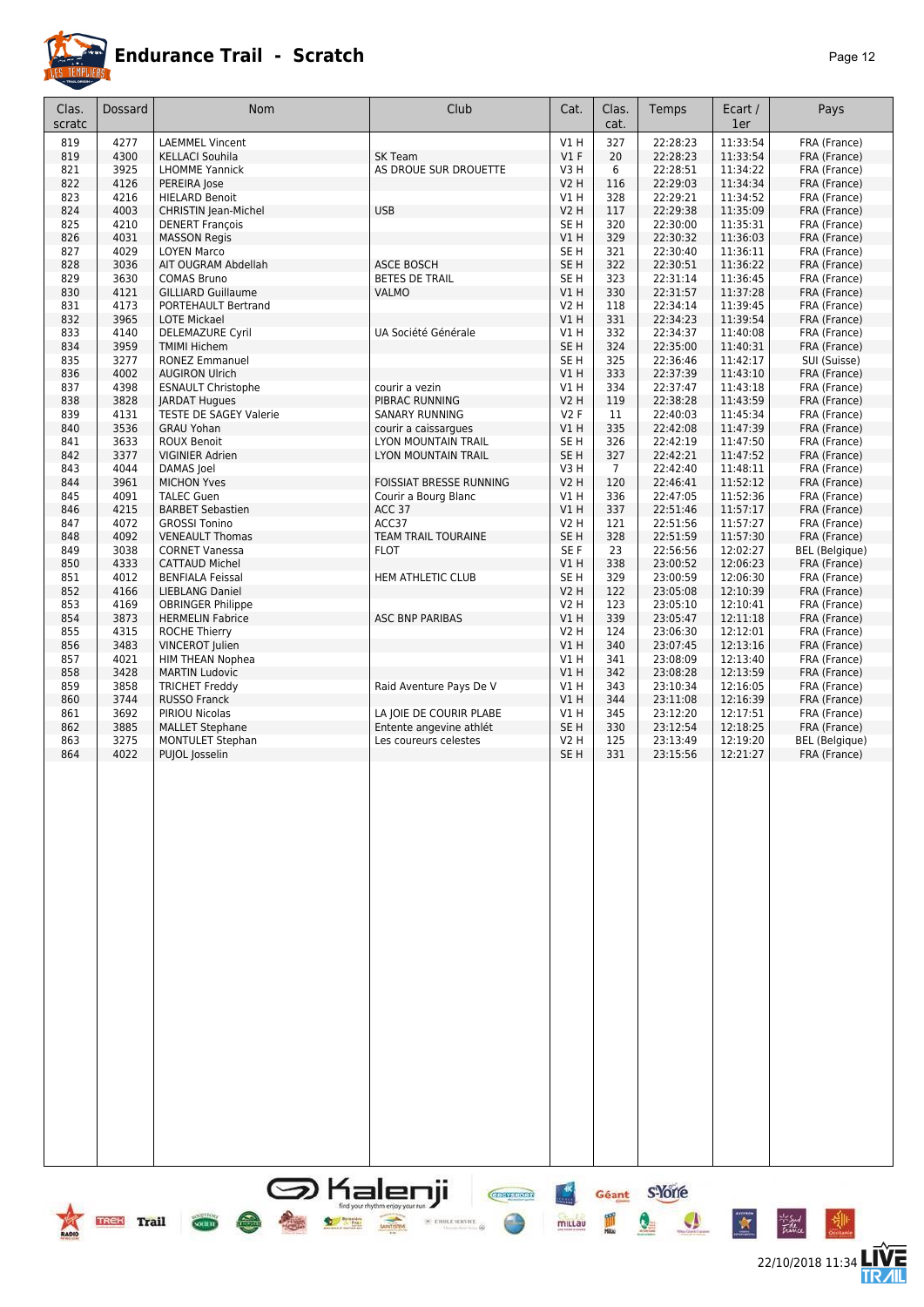# Endurance Trail - Scratch

| Clas. scratc | Dossard | Nom | Club | Cat. | Clas. cat. | Temps | Ecart / 1er | Pays |
|---|---|---|---|---|---|---|---|---|
| 819 | 4277 | LAEMMEL Vincent | | V1 H | 327 | 22:28:23 | 11:33:54 | FRA (France) |
| 819 | 4300 | KELLACI Souhila | SK Team | V1 F | 20 | 22:28:23 | 11:33:54 | FRA (France) |
| 821 | 3925 | LHOMME Yannick | AS DROUE SUR DROUETTE | V3 H | 6 | 22:28:51 | 11:34:22 | FRA (France) |
| 822 | 4126 | PEREIRA Jose | | V2 H | 116 | 22:29:03 | 11:34:34 | FRA (France) |
| 823 | 4216 | HIELARD Benoit | | V1 H | 328 | 22:29:21 | 11:34:52 | FRA (France) |
| 824 | 4003 | CHRISTIN Jean-Michel | USB | V2 H | 117 | 22:29:38 | 11:35:09 | FRA (France) |
| 825 | 4210 | DENERT François | | SE H | 320 | 22:30:00 | 11:35:31 | FRA (France) |
| 826 | 4031 | MASSON Regis | | V1 H | 329 | 22:30:32 | 11:36:03 | FRA (France) |
| 827 | 4029 | LOYEN Marco | | SE H | 321 | 22:30:40 | 11:36:11 | FRA (France) |
| 828 | 3036 | AIT OUGRAM Abdellah | ASCE BOSCH | SE H | 322 | 22:30:51 | 11:36:22 | FRA (France) |
| 829 | 3630 | COMAS Bruno | BETES DE TRAIL | SE H | 323 | 22:31:14 | 11:36:45 | FRA (France) |
| 830 | 4121 | GILLIARD Guillaume | VALMO | V1 H | 330 | 22:31:57 | 11:37:28 | FRA (France) |
| 831 | 4173 | PORTEHAULT Bertrand | | V2 H | 118 | 22:34:14 | 11:39:45 | FRA (France) |
| 832 | 3965 | LOTE Mickael | | V1 H | 331 | 22:34:23 | 11:39:54 | FRA (France) |
| 833 | 4140 | DELEMAZURE Cyril | UA Société Générale | V1 H | 332 | 22:34:37 | 11:40:08 | FRA (France) |
| 834 | 3959 | TMIMI Hichem | | SE H | 324 | 22:35:00 | 11:40:31 | FRA (France) |
| 835 | 3277 | RONEZ Emmanuel | | SE H | 325 | 22:36:46 | 11:42:17 | SUI (Suisse) |
| 836 | 4002 | AUGIRON Ulrich | | V1 H | 333 | 22:37:39 | 11:43:10 | FRA (France) |
| 837 | 4398 | ESNAULT Christophe | courir a vezin | V1 H | 334 | 22:37:47 | 11:43:18 | FRA (France) |
| 838 | 3828 | JARDAT Hugues | PIBRAC RUNNING | V2 H | 119 | 22:38:28 | 11:43:59 | FRA (France) |
| 839 | 4131 | TESTE DE SAGEY Valerie | SANARY RUNNING | V2 F | 11 | 22:40:03 | 11:45:34 | FRA (France) |
| 840 | 3536 | GRAU Yohan | courir a caissargues | V1 H | 335 | 22:42:08 | 11:47:39 | FRA (France) |
| 841 | 3633 | ROUX Benoit | LYON MOUNTAIN TRAIL | SE H | 326 | 22:42:19 | 11:47:50 | FRA (France) |
| 842 | 3377 | VIGINIER Adrien | LYON MOUNTAIN TRAIL | SE H | 327 | 22:42:21 | 11:47:52 | FRA (France) |
| 843 | 4044 | DAMAS Joel | | V3 H | 7 | 22:42:40 | 11:48:11 | FRA (France) |
| 844 | 3961 | MICHON Yves | FOISSIAT BRESSE RUNNING | V2 H | 120 | 22:46:41 | 11:52:12 | FRA (France) |
| 845 | 4091 | TALEC Guen | Courir a Bourg Blanc | V1 H | 336 | 22:47:05 | 11:52:36 | FRA (France) |
| 846 | 4215 | BARBET Sebastien | ACC 37 | V1 H | 337 | 22:51:46 | 11:57:17 | FRA (France) |
| 847 | 4072 | GROSSI Tonino | ACC37 | V2 H | 121 | 22:51:56 | 11:57:27 | FRA (France) |
| 848 | 4092 | VENEAULT Thomas | TEAM TRAIL TOURAINE | SE H | 328 | 22:51:59 | 11:57:30 | FRA (France) |
| 849 | 3038 | CORNET Vanessa | FLOT | SE F | 23 | 22:56:56 | 12:02:27 | BEL (Belgique) |
| 850 | 4333 | CATTAUD Michel | | V1 H | 338 | 23:00:52 | 12:06:23 | FRA (France) |
| 851 | 4012 | BENFIALA Feissal | HEM ATHLETIC CLUB | SE H | 329 | 23:00:59 | 12:06:30 | FRA (France) |
| 852 | 4166 | LIEBLANG Daniel | | V2 H | 122 | 23:05:08 | 12:10:39 | FRA (France) |
| 853 | 4169 | OBRINGER Philippe | | V2 H | 123 | 23:05:10 | 12:10:41 | FRA (France) |
| 854 | 3873 | HERMELIN Fabrice | ASC BNP PARIBAS | V1 H | 339 | 23:05:47 | 12:11:18 | FRA (France) |
| 855 | 4315 | ROCHE Thierry | | V2 H | 124 | 23:06:30 | 12:12:01 | FRA (France) |
| 856 | 3483 | VINCEROT Julien | | V1 H | 340 | 23:07:45 | 12:13:16 | FRA (France) |
| 857 | 4021 | HIM THEAN Nophea | | V1 H | 341 | 23:08:09 | 12:13:40 | FRA (France) |
| 858 | 3428 | MARTIN Ludovic | | V1 H | 342 | 23:08:28 | 12:13:59 | FRA (France) |
| 859 | 3858 | TRICHET Freddy | Raid Aventure Pays De V | V1 H | 343 | 23:10:34 | 12:16:05 | FRA (France) |
| 860 | 3744 | RUSSO Franck | | V1 H | 344 | 23:11:08 | 12:16:39 | FRA (France) |
| 861 | 3692 | PIRIOU Nicolas | LA JOIE DE COURIR PLABE | V1 H | 345 | 23:12:20 | 12:17:51 | FRA (France) |
| 862 | 3885 | MALLET Stephane | Entente angevine athlét | SE H | 330 | 23:12:54 | 12:18:25 | FRA (France) |
| 863 | 3275 | MONTULET Stephan | Les coureurs celestes | V2 H | 125 | 23:13:49 | 12:19:20 | BEL (Belgique) |
| 864 | 4022 | PUJOL Josselin | | SE H | 331 | 23:15:56 | 12:21:27 | FRA (France) |

22/10/2018 11:34